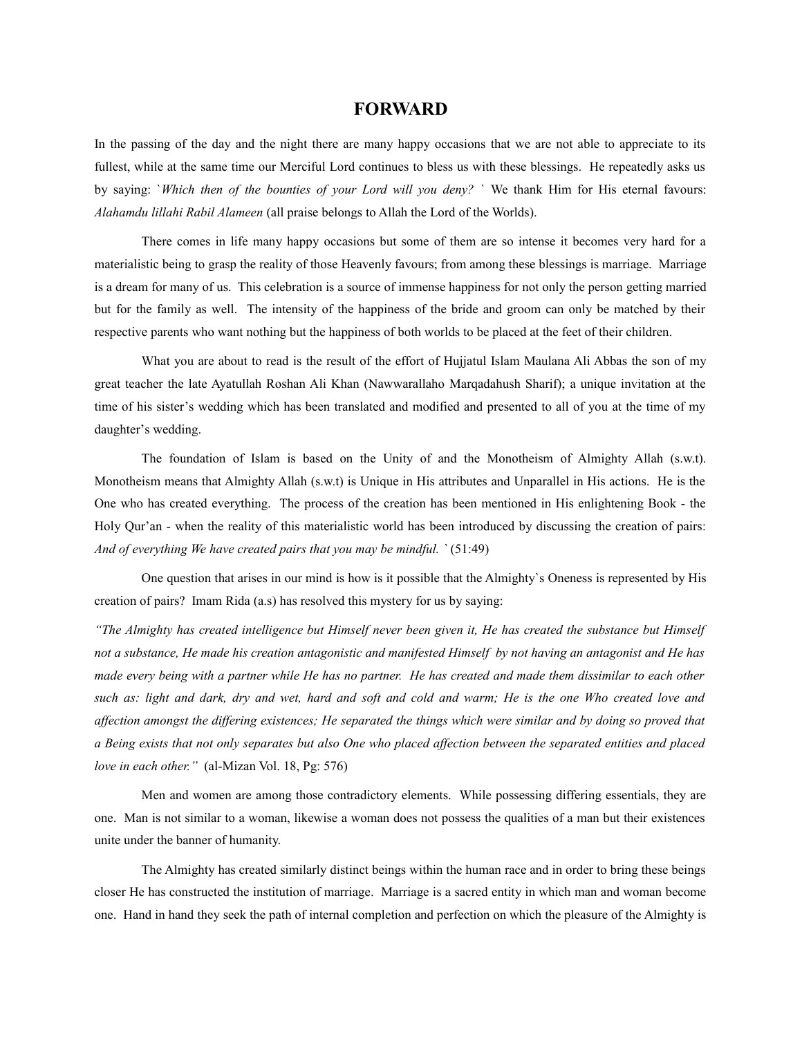# FORWARD

In the passing of the day and the night there are many happy occasions that we are not able to appreciate to its fullest, while at the same time our Merciful Lord continues to bless us with these blessings. He repeatedly asks us by saying: `*Which then of the bounties of your Lord will you deny?* ` We thank Him for His eternal favours: *Alahamdu lillahi Rabil Alameen* (all praise belongs to Allah the Lord of the Worlds).

There comes in life many happy occasions but some of them are so intense it becomes very hard for a materialistic being to grasp the reality of those Heavenly favours; from among these blessings is marriage. Marriage is a dream for many of us. This celebration is a source of immense happiness for not only the person getting married but for the family as well. The intensity of the happiness of the bride and groom can only be matched by their respective parents who want nothing but the happiness of both worlds to be placed at the feet of their children.

What you are about to read is the result of the effort of Hujjatul Islam Maulana Ali Abbas the son of my great teacher the late Ayatullah Roshan Ali Khan (Nawwarallaho Marqadahush Sharif); a unique invitation at the time of his sister's wedding which has been translated and modified and presented to all of you at the time of my daughter's wedding.

The foundation of Islam is based on the Unity of and the Monotheism of Almighty Allah (s.w.t). Monotheism means that Almighty Allah (s.w.t) is Unique in His attributes and Unparallel in His actions. He is the One who has created everything. The process of the creation has been mentioned in His enlightening Book - the Holy Qur'an - when the reality of this materialistic world has been introduced by discussing the creation of pairs: *And of everything We have created pairs that you may be mindful.* ` (51:49)

One question that arises in our mind is how is it possible that the Almighty`s Oneness is represented by His creation of pairs? Imam Rida (a.s) has resolved this mystery for us by saying:

*"The Almighty has created intelligence but Himself never been given it, He has created the substance but Himself not a substance, He made his creation antagonistic and manifested Himself by not having an antagonist and He has made every being with a partner while He has no partner. He has created and made them dissimilar to each other such as: light and dark, dry and wet, hard and soft and cold and warm; He is the one Who created love and affection amongst the differing existences; He separated the things which were similar and by doing so proved that a Being exists that not only separates but also One who placed affection between the separated entities and placed love in each other."* (al-Mizan Vol. 18, Pg: 576)

Men and women are among those contradictory elements. While possessing differing essentials, they are one. Man is not similar to a woman, likewise a woman does not possess the qualities of a man but their existences unite under the banner of humanity.

The Almighty has created similarly distinct beings within the human race and in order to bring these beings closer He has constructed the institution of marriage. Marriage is a sacred entity in which man and woman become one. Hand in hand they seek the path of internal completion and perfection on which the pleasure of the Almighty is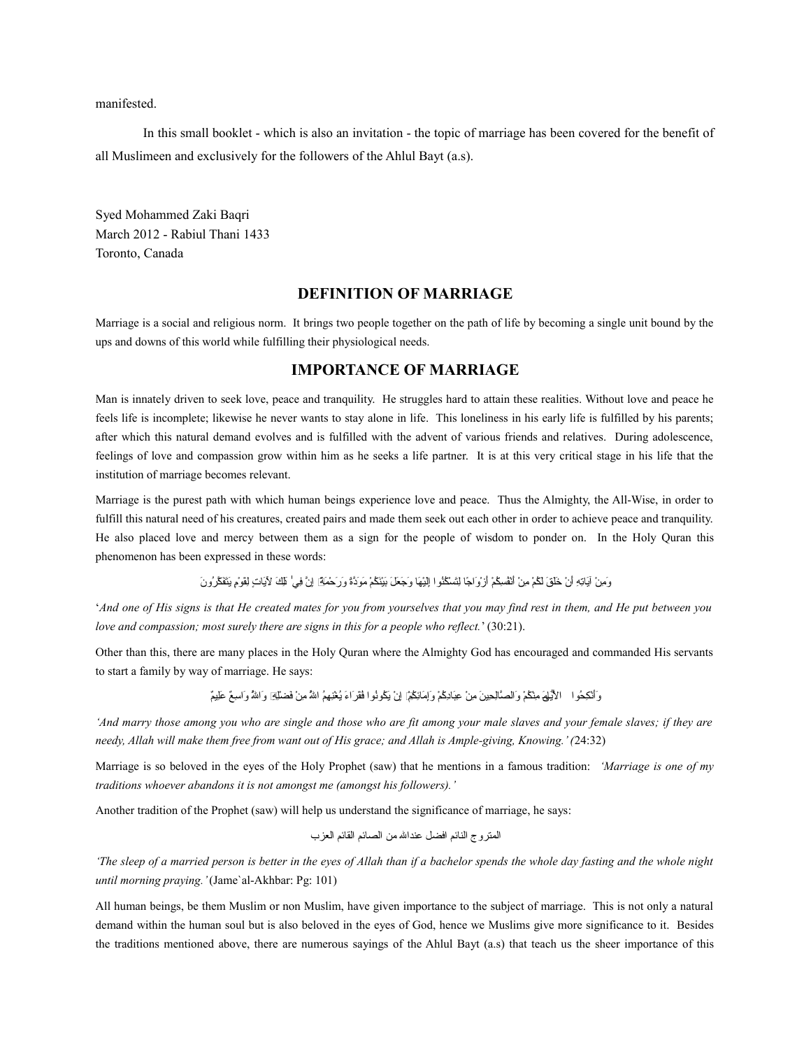manifested.

In this small booklet - which is also an invitation - the topic of marriage has been covered for the benefit of all Muslimeen and exclusively for the followers of the Ahlul Bayt (a.s).

Syed Mohammed Zaki Baqri
March 2012 - Rabiul Thani 1433
Toronto, Canada

## DEFINITION OF MARRIAGE

Marriage is a social and religious norm. It brings two people together on the path of life by becoming a single unit bound by the ups and downs of this world while fulfilling their physiological needs.

## IMPORTANCE OF MARRIAGE

Man is innately driven to seek love, peace and tranquility. He struggles hard to attain these realities. Without love and peace he feels life is incomplete; likewise he never wants to stay alone in life. This loneliness in his early life is fulfilled by his parents; after which this natural demand evolves and is fulfilled with the advent of various friends and relatives. During adolescence, feelings of love and compassion grow within him as he seeks a life partner. It is at this very critical stage in his life that the institution of marriage becomes relevant.

Marriage is the purest path with which human beings experience love and peace. Thus the Almighty, the All-Wise, in order to fulfill this natural need of his creatures, created pairs and made them seek out each other in order to achieve peace and tranquility. He also placed love and mercy between them as a sign for the people of wisdom to ponder on. In the Holy Quran this phenomenon has been expressed in these words:

وَمِنْ آيَاتِهِ أَنْ خَلَقَ لَكُمْ مِنْ أَنْفُسِكُمْ أَزْوَاجًا لِتَسْكُنُوا إِلَيْهَا وَجَعَلَ بَيْنَكُمْ مَوَدَّةً وَرَحْمَةً ۚ إِنَّ فِي ذَٰلِكَ لَآيَاتٍ لِقَوْمٍ يَتَفَكَّرُونَ

'*And one of His signs is that He created mates for you from yourselves that you may find rest in them, and He put between you love and compassion; most surely there are signs in this for a people who reflect.*' (30:21).

Other than this, there are many places in the Holy Quran where the Almighty God has encouraged and commanded His servants to start a family by way of marriage. He says:

وَأَنْكِحُوا الْأَيَامَىٰ مِنْكُمْ وَالصَّالِحِينَ مِنْ عِبَادِكُمْ وَإِمَائِكُمْ ۚ إِنْ يَكُونُوا فُقَرَاءَ يُغْنِهِمُ اللَّهُ مِنْ فَضْلِهِ ۗ وَاللَّهُ وَاسِعٌ عَلِيمٌ

*'And marry those among you who are single and those who are fit among your male slaves and your female slaves; if they are needy, Allah will make them free from want out of His grace; and Allah is Ample-giving, Knowing.' (*24:32)

Marriage is so beloved in the eyes of the Holy Prophet (saw) that he mentions in a famous tradition: *'Marriage is one of my traditions whoever abandons it is not amongst me (amongst his followers).'*

Another tradition of the Prophet (saw) will help us understand the significance of marriage, he says:

المتزوج النائم افضل عندالله من الصائم القائم العزب

*'The sleep of a married person is better in the eyes of Allah than if a bachelor spends the whole day fasting and the whole night until morning praying.'* (Jame`al-Akhbar: Pg: 101)

All human beings, be them Muslim or non Muslim, have given importance to the subject of marriage. This is not only a natural demand within the human soul but is also beloved in the eyes of God, hence we Muslims give more significance to it. Besides the traditions mentioned above, there are numerous sayings of the Ahlul Bayt (a.s) that teach us the sheer importance of this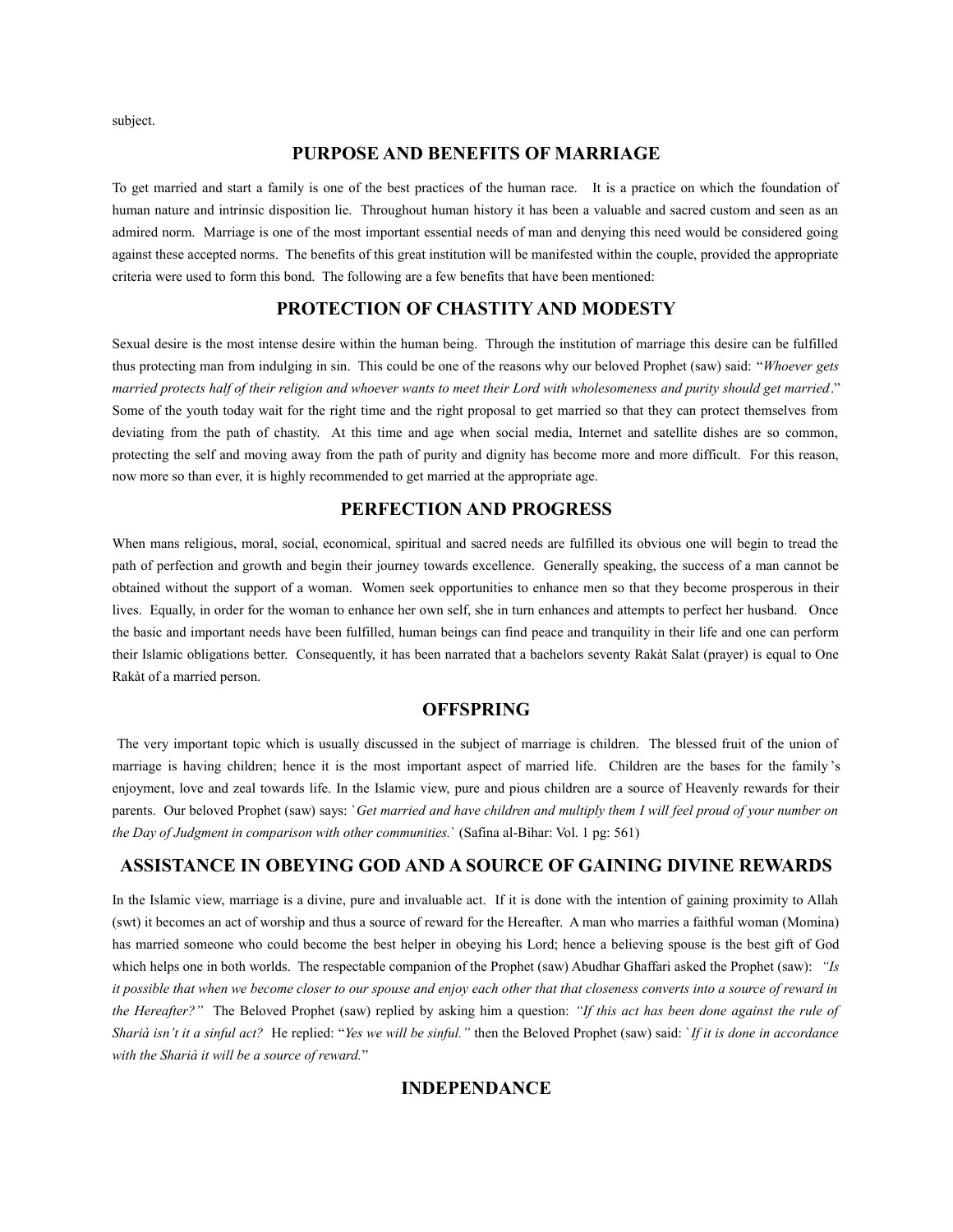subject.

## PURPOSE AND BENEFITS OF MARRIAGE

To get married and start a family is one of the best practices of the human race. It is a practice on which the foundation of human nature and intrinsic disposition lie. Throughout human history it has been a valuable and sacred custom and seen as an admired norm. Marriage is one of the most important essential needs of man and denying this need would be considered going against these accepted norms. The benefits of this great institution will be manifested within the couple, provided the appropriate criteria were used to form this bond. The following are a few benefits that have been mentioned:

## PROTECTION OF CHASTITY AND MODESTY

Sexual desire is the most intense desire within the human being. Through the institution of marriage this desire can be fulfilled thus protecting man from indulging in sin. This could be one of the reasons why our beloved Prophet (saw) said: "*Whoever gets married protects half of their religion and whoever wants to meet their Lord with wholesomeness and purity should get married*." Some of the youth today wait for the right time and the right proposal to get married so that they can protect themselves from deviating from the path of chastity. At this time and age when social media, Internet and satellite dishes are so common, protecting the self and moving away from the path of purity and dignity has become more and more difficult. For this reason, now more so than ever, it is highly recommended to get married at the appropriate age.

## PERFECTION AND PROGRESS

When mans religious, moral, social, economical, spiritual and sacred needs are fulfilled its obvious one will begin to tread the path of perfection and growth and begin their journey towards excellence. Generally speaking, the success of a man cannot be obtained without the support of a woman. Women seek opportunities to enhance men so that they become prosperous in their lives. Equally, in order for the woman to enhance her own self, she in turn enhances and attempts to perfect her husband. Once the basic and important needs have been fulfilled, human beings can find peace and tranquility in their life and one can perform their Islamic obligations better. Consequently, it has been narrated that a bachelors seventy Rakàt Salat (prayer) is equal to One Rakàt of a married person.

## OFFSPRING

The very important topic which is usually discussed in the subject of marriage is children. The blessed fruit of the union of marriage is having children; hence it is the most important aspect of married life. Children are the bases for the family's enjoyment, love and zeal towards life. In the Islamic view, pure and pious children are a source of Heavenly rewards for their parents. Our beloved Prophet (saw) says: `*Get married and have children and multiply them I will feel proud of your number on the Day of Judgment in comparison with other communities.*` (Safina al-Bihar: Vol. 1 pg: 561)

## ASSISTANCE IN OBEYING GOD AND A SOURCE OF GAINING DIVINE REWARDS

In the Islamic view, marriage is a divine, pure and invaluable act. If it is done with the intention of gaining proximity to Allah (swt) it becomes an act of worship and thus a source of reward for the Hereafter. A man who marries a faithful woman (Momina) has married someone who could become the best helper in obeying his Lord; hence a believing spouse is the best gift of God which helps one in both worlds. The respectable companion of the Prophet (saw) Abudhar Ghaffari asked the Prophet (saw): *"Is it possible that when we become closer to our spouse and enjoy each other that that closeness converts into a source of reward in the Hereafter?"* The Beloved Prophet (saw) replied by asking him a question: *"If this act has been done against the rule of Sharià isn't it a sinful act?* He replied: "*Yes we will be sinful."* then the Beloved Prophet (saw) said: `*If it is done in accordance with the Sharià it will be a source of reward.*"

## INDEPENDANCE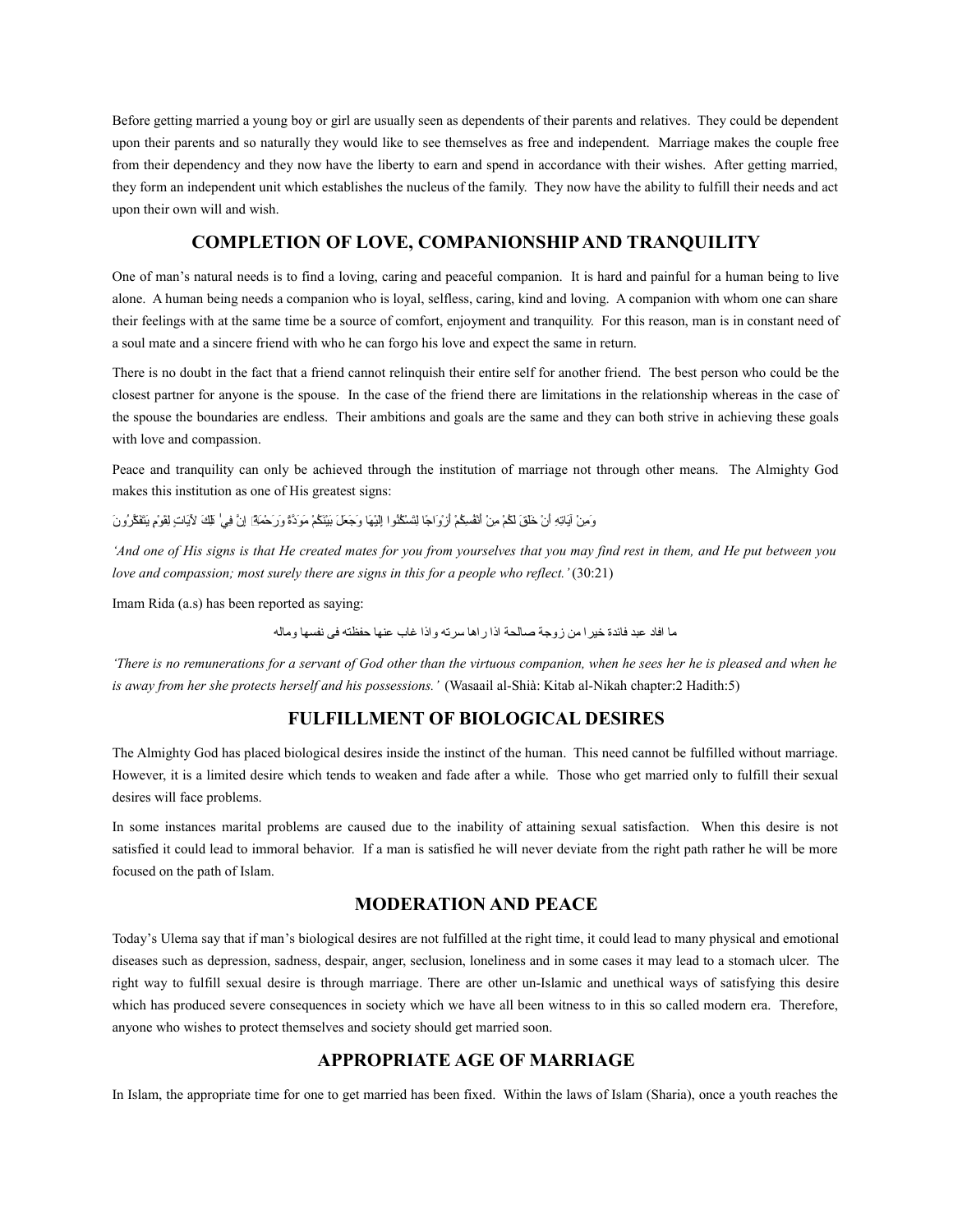Before getting married a young boy or girl are usually seen as dependents of their parents and relatives. They could be dependent upon their parents and so naturally they would like to see themselves as free and independent. Marriage makes the couple free from their dependency and they now have the liberty to earn and spend in accordance with their wishes. After getting married, they form an independent unit which establishes the nucleus of the family. They now have the ability to fulfill their needs and act upon their own will and wish.

## COMPLETION OF LOVE, COMPANIONSHIP AND TRANQUILITY

One of man's natural needs is to find a loving, caring and peaceful companion. It is hard and painful for a human being to live alone. A human being needs a companion who is loyal, selfless, caring, kind and loving. A companion with whom one can share their feelings with at the same time be a source of comfort, enjoyment and tranquility. For this reason, man is in constant need of a soul mate and a sincere friend with who he can forgo his love and expect the same in return.

There is no doubt in the fact that a friend cannot relinquish their entire self for another friend. The best person who could be the closest partner for anyone is the spouse. In the case of the friend there are limitations in the relationship whereas in the case of the spouse the boundaries are endless. Their ambitions and goals are the same and they can both strive in achieving these goals with love and compassion.

Peace and tranquility can only be achieved through the institution of marriage not through other means. The Almighty God makes this institution as one of His greatest signs:

وَمِنْ آيَاتِهِ أَنْ خَلَقَ لَكُمْ مِنْ أَنْفُسِكُمْ أَزْوَاجًا لِتَسْكُنُوا إِلَيْهَا وَجَعَلَ بَيْنَكُمْ مَوَدَّةً وَرَحْمَةً ۚ إِنَّ فِي ذَٰلِكَ لَآيَاتٍ لِقَوْمٍ يَتَفَكَّرُونَ

*'And one of His signs is that He created mates for you from yourselves that you may find rest in them, and He put between you love and compassion; most surely there are signs in this for a people who reflect.'* (30:21)

Imam Rida (a.s) has been reported as saying:

ما افاد عبد فائدة خيرا من زوجة صالحة اذا راها سرته واذا غاب عنها حفظته فى نفسها وماله

*'There is no remunerations for a servant of God other than the virtuous companion, when he sees her he is pleased and when he is away from her she protects herself and his possessions.'* (Wasaail al-Shià: Kitab al-Nikah chapter:2 Hadith:5)

## FULFILLMENT OF BIOLOGICAL DESIRES

The Almighty God has placed biological desires inside the instinct of the human. This need cannot be fulfilled without marriage. However, it is a limited desire which tends to weaken and fade after a while. Those who get married only to fulfill their sexual desires will face problems.

In some instances marital problems are caused due to the inability of attaining sexual satisfaction. When this desire is not satisfied it could lead to immoral behavior. If a man is satisfied he will never deviate from the right path rather he will be more focused on the path of Islam.

## MODERATION AND PEACE

Today's Ulema say that if man's biological desires are not fulfilled at the right time, it could lead to many physical and emotional diseases such as depression, sadness, despair, anger, seclusion, loneliness and in some cases it may lead to a stomach ulcer. The right way to fulfill sexual desire is through marriage. There are other un-Islamic and unethical ways of satisfying this desire which has produced severe consequences in society which we have all been witness to in this so called modern era. Therefore, anyone who wishes to protect themselves and society should get married soon.

## APPROPRIATE AGE OF MARRIAGE

In Islam, the appropriate time for one to get married has been fixed. Within the laws of Islam (Sharia), once a youth reaches the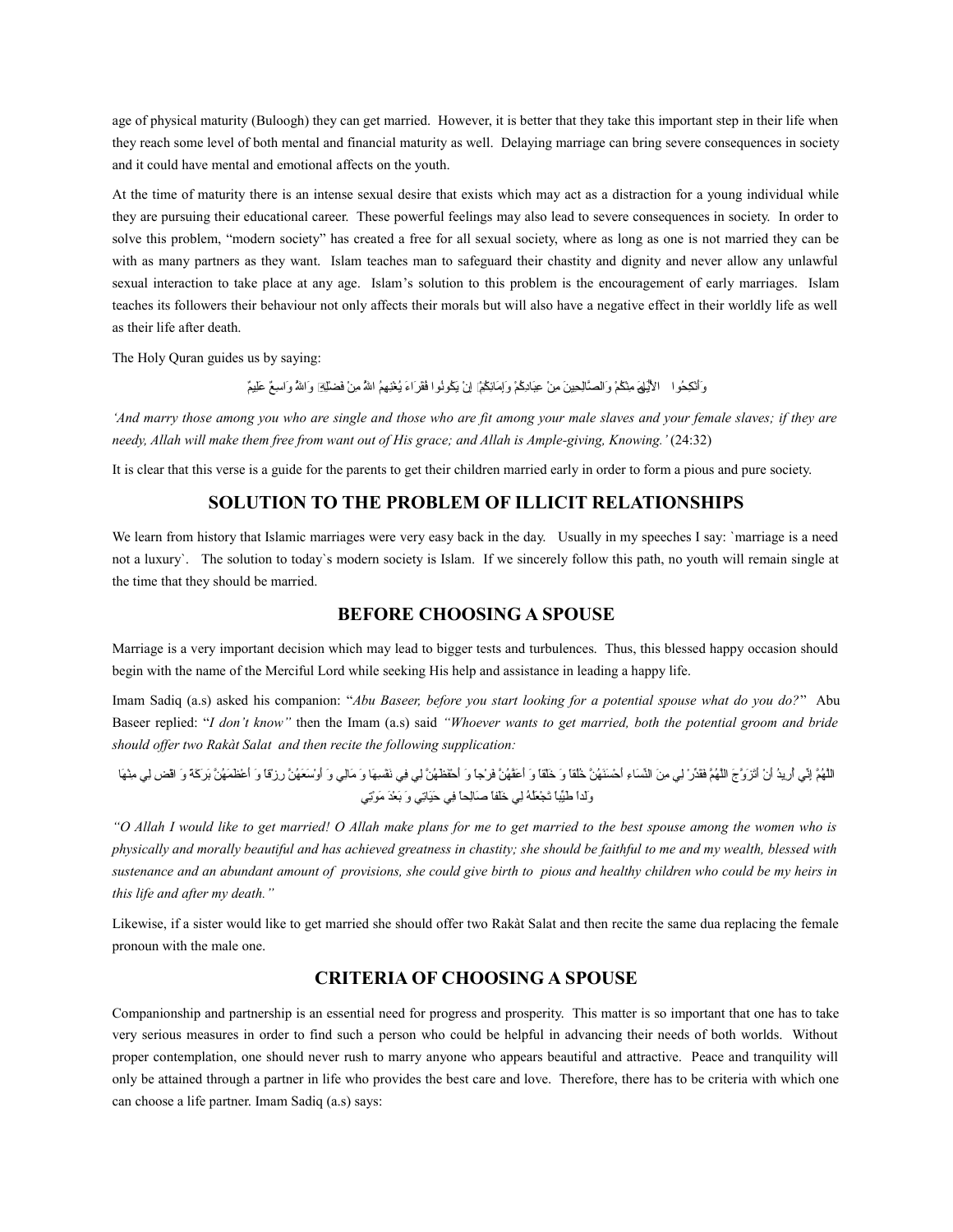age of physical maturity (Buloogh) they can get married. However, it is better that they take this important step in their life when they reach some level of both mental and financial maturity as well. Delaying marriage can bring severe consequences in society and it could have mental and emotional affects on the youth.

At the time of maturity there is an intense sexual desire that exists which may act as a distraction for a young individual while they are pursuing their educational career. These powerful feelings may also lead to severe consequences in society. In order to solve this problem, "modern society" has created a free for all sexual society, where as long as one is not married they can be with as many partners as they want. Islam teaches man to safeguard their chastity and dignity and never allow any unlawful sexual interaction to take place at any age. Islam's solution to this problem is the encouragement of early marriages. Islam teaches its followers their behaviour not only affects their morals but will also have a negative effect in their worldly life as well as their life after death.

The Holy Quran guides us by saying:

وَأَنكِحُوا الْأَيَامَىٰ مِنكُمْ وَالصَّالِحِينَ مِنْ عِبَادِكُمْ وَإِمَائِكُمْ ۚ إِن يَكُونُوا فُقَرَاءَ يُغْنِهِمُ اللَّهُ مِن فَضْلِهِ ۗ وَاللَّهُ وَاسِعٌ عَلِيمٌ

*'And marry those among you who are single and those who are fit among your male slaves and your female slaves; if they are needy, Allah will make them free from want out of His grace; and Allah is Ample-giving, Knowing.'* (24:32)

It is clear that this verse is a guide for the parents to get their children married early in order to form a pious and pure society.

## SOLUTION TO THE PROBLEM OF ILLICIT RELATIONSHIPS

We learn from history that Islamic marriages were very easy back in the day. Usually in my speeches I say: `marriage is a need not a luxury`. The solution to today`s modern society is Islam. If we sincerely follow this path, no youth will remain single at the time that they should be married.

## BEFORE CHOOSING A SPOUSE

Marriage is a very important decision which may lead to bigger tests and turbulences. Thus, this blessed happy occasion should begin with the name of the Merciful Lord while seeking His help and assistance in leading a happy life.

Imam Sadiq (a.s) asked his companion: "*Abu Baseer, before you start looking for a potential spouse what do you do?*" Abu Baseer replied: "*I don't know*" then the Imam (a.s) said *"Whoever wants to get married, both the potential groom and bride should offer two Rakàt Salat and then recite the following supplication:*

اللَّهُمَّ إِنِّي أُرِيدُ أَنْ أَتَزَوَّجَ اللَّهُمَّ فَقَدِّرْ لِي مِنَ النِّسَاءِ أَحْسَنَهُنَّ خَلْقاً وَ خُلُقاً وَ أَعَفَّهُنَّ فَرْجاً وَ أَحْفَظَهُنَّ لِي فِي نَفْسِهَا وَ مَالِي وَ أَوْسَعَهُنَّ رِزْقاً وَ أَعْظَمَهُنَّ بَرَكَةً وَ اقْضِ لِي مِنْهَا وَلَداً طَيِّباً تَجْعَلُهُ لِي خَلَفاً صَالِحاً فِي حَيَاتِي وَ بَعْدَ مَوْتِي

*"O Allah I would like to get married! O Allah make plans for me to get married to the best spouse among the women who is physically and morally beautiful and has achieved greatness in chastity; she should be faithful to me and my wealth, blessed with sustenance and an abundant amount of provisions, she could give birth to pious and healthy children who could be my heirs in this life and after my death."*

Likewise, if a sister would like to get married she should offer two Rakàt Salat and then recite the same dua replacing the female pronoun with the male one.

## CRITERIA OF CHOOSING A SPOUSE

Companionship and partnership is an essential need for progress and prosperity. This matter is so important that one has to take very serious measures in order to find such a person who could be helpful in advancing their needs of both worlds. Without proper contemplation, one should never rush to marry anyone who appears beautiful and attractive. Peace and tranquility will only be attained through a partner in life who provides the best care and love. Therefore, there has to be criteria with which one can choose a life partner. Imam Sadiq (a.s) says: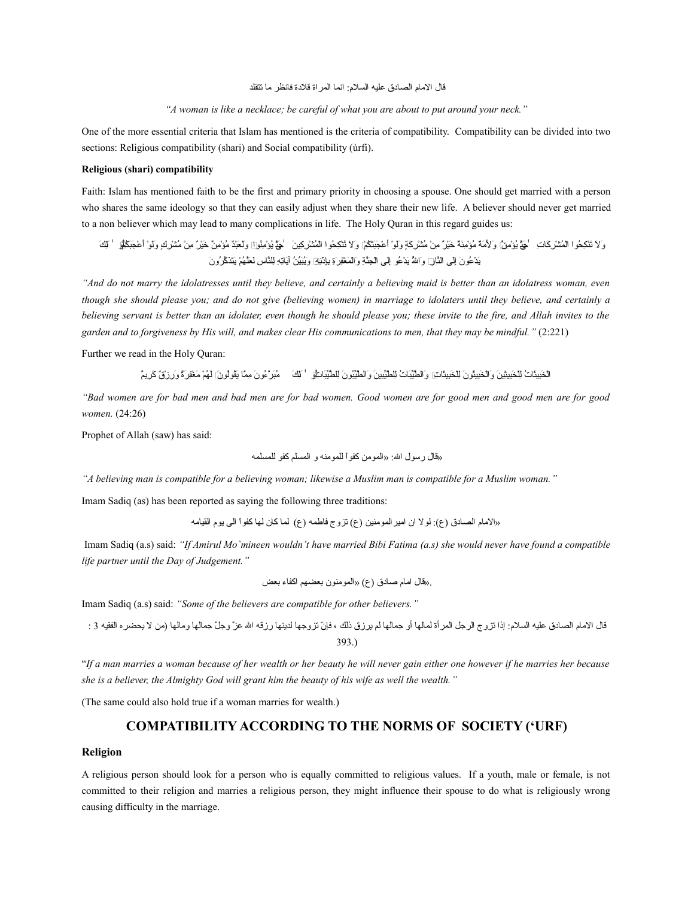قال الامام الصادق عليه السلام: انما المراة قلادة فانظر ما تتقلد

*"A woman is like a necklace; be careful of what you are about to put around your neck."*

One of the more essential criteria that Islam has mentioned is the criteria of compatibility. Compatibility can be divided into two sections: Religious compatibility (shari) and Social compatibility (ùrfi).

**Religious (shari) compatibility**

Faith: Islam has mentioned faith to be the first and primary priority in choosing a spouse. One should get married with a person who shares the same ideology so that they can easily adjust when they share their new life. A believer should never get married to a non believer which may lead to many complications in life. The Holy Quran in this regard guides us:

وَلاَ تَنكِحُوا الْمُشْرِكَاتِ حَتَّىٰ يُؤْمِنَّ ۚ وَلَأَمَةٌ مُّؤْمِنَةٌ خَيْرٌ مِّن مُّشْرِكَةٍ وَلَوْ أَعْجَبَتْكُمْ ۗ وَلاَ تُنكِحُوا الْمُشْرِكِينَ حَتَّىٰ يُؤْمِنُوا ۚ وَلَعَبْدٌ مُّؤْمِنٌ خَيْرٌ مِّن مُّشْرِكٍ وَلَوْ أَعْجَبَكُمْ ۗ أُولَٰئِكَ يَدْعُونَ إِلَى النَّارِ ۖ وَاللَّهُ يَدْعُو إِلَى الْجَنَّةِ وَالْمَغْفِرَةِ بِإِذْنِهِ ۖ وَيُبَيِّنُ آيَاتِهِ لِلنَّاسِ لَعَلَّهُمْ يَتَذَكَّرُونَ

*"And do not marry the idolatresses until they believe, and certainly a believing maid is better than an idolatress woman, even though she should please you; and do not give (believing women) in marriage to idolaters until they believe, and certainly a believing servant is better than an idolater, even though he should please you; these invite to the fire, and Allah invites to the garden and to forgiveness by His will, and makes clear His communications to men, that they may be mindful."* (2:221)

Further we read in the Holy Quran:

الْخَبِيثَاتُ لِلْخَبِيثِينَ وَالْخَبِيثُونَ لِلْخَبِيثَاتِ ۖ وَالطَّيِّبَاتُ لِلطَّيِّبِينَ وَالطَّيِّبُونَ لِلطَّيِّبَاتِ ۚ أُولَٰئِكَ مُبَرَّءُونَ مِمَّا يَقُولُونَ ۖ لَهُم مَّغْفِرَةٌ وَرِزْقٌ كَرِيمٌ

*"Bad women are for bad men and bad men are for bad women. Good women are for good men and good men are for good women.* (24:26)

Prophet of Allah (saw) has said:

«قال رسول الله: «المومن كفواً للمومنه و المسلم كفو للمسلمه

*"A believing man is compatible for a believing woman; likewise a Muslim man is compatible for a Muslim woman."*

Imam Sadiq (as) has been reported as saying the following three traditions:

«الامام الصادق (ع): لولا ان اميرالمومنين (ع) تزوج فاطمه (ع) لما كان لها كفواً الى يوم القيامه

Imam Sadiq (a.s) said: *"If Amirul Mo`mineen wouldn't have married Bibi Fatima (a.s) she would never have found a compatible life partner until the Day of Judgement."*

«قال امام صادق (ع) «المومنون بعضهم اكفاء بعض.

Imam Sadiq (a.s) said: *"Some of the believers are compatible for other believers."*

قال الامام الصادق عليه السلام: إذا تزوج الرجل المرأة لمالها أو جمالها لم يرزق ذلك ، فإنّ تزوجها لدينها رزقه الله عزّ وجلّ جمالها ومالها (من لا يحضره الفقيه 3 : 393.)

"*If a man marries a woman because of her wealth or her beauty he will never gain either one however if he marries her because she is a believer, the Almighty God will grant him the beauty of his wife as well the wealth."*

(The same could also hold true if a woman marries for wealth.)

## COMPATIBILITY ACCORDING TO THE NORMS OF SOCIETY ('URF)

### Religion

A religious person should look for a person who is equally committed to religious values. If a youth, male or female, is not committed to their religion and marries a religious person, they might influence their spouse to do what is religiously wrong causing difficulty in the marriage.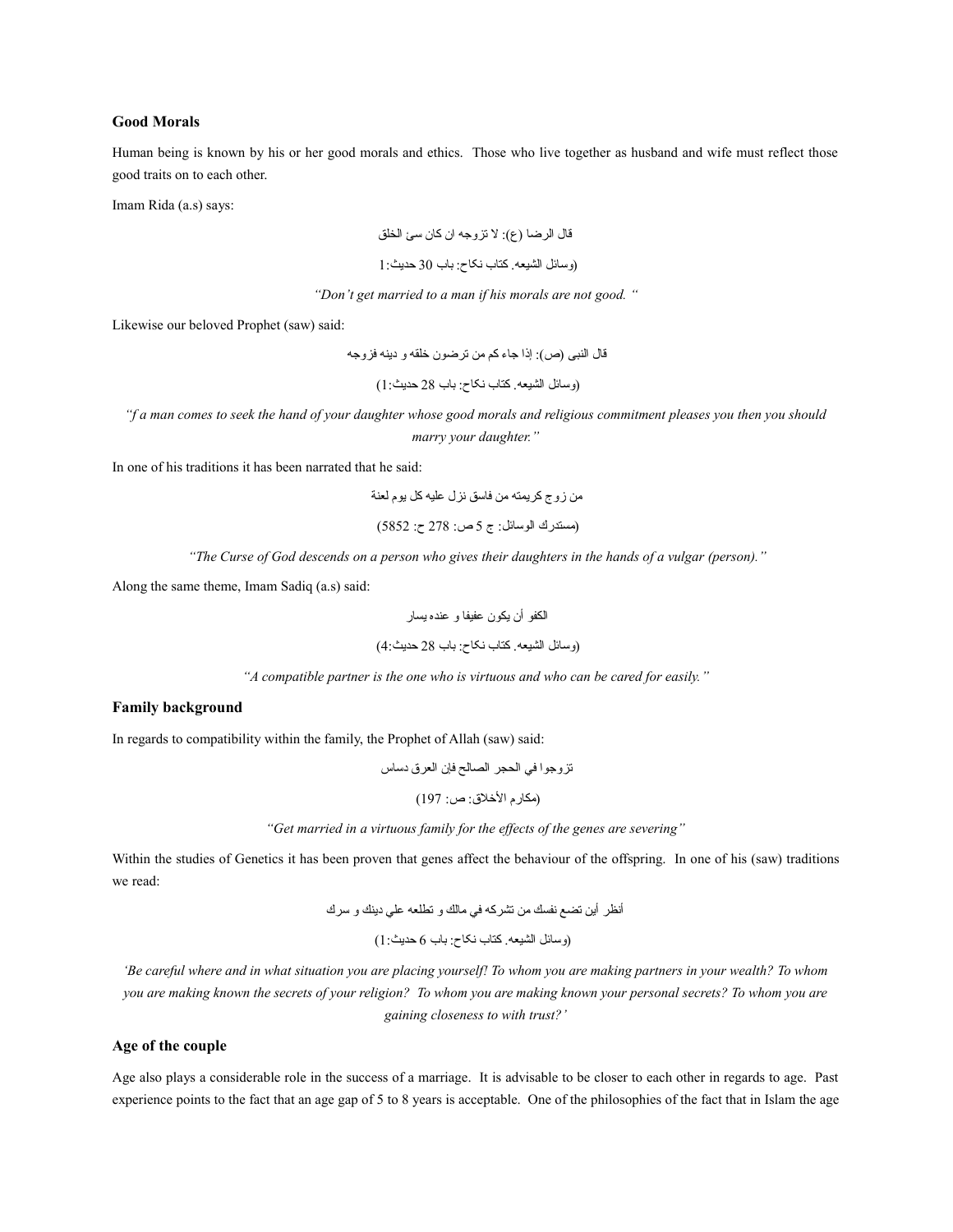### Good Morals

Human being is known by his or her good morals and ethics. Those who live together as husband and wife must reflect those good traits on to each other.

Imam Rida (a.s) says:

قال الرضا (ع): لا تزوجه ان كان سئ الخلق

(وسائل الشيعه. كتاب نكاح: باب 30 حديث:1

*"Don't get married to a man if his morals are not good. "*

Likewise our beloved Prophet (saw) said:

قال النبى (ص): إذا جاء كم من ترضون خلقه و دينه فزوجه

(وسائل الشيعه. كتاب نكاح: باب 28 حديث:1)

*"f a man comes to seek the hand of your daughter whose good morals and religious commitment pleases you then you should marry your daughter."*

In one of his traditions it has been narrated that he said:

من زوج كريمته من فاسق نزل عليه كل يوم لعنة

(مستدرك الوسائل: ج 5 ص: 278 ح: 5852)

*"The Curse of God descends on a person who gives their daughters in the hands of a vulgar (person)."*

Along the same theme, Imam Sadiq (a.s) said:

الكفو أن يكون عفيفا و عنده يسار

(وسائل الشيعه. كتاب نكاح: باب 28 حديث:4)

*"A compatible partner is the one who is virtuous and who can be cared for easily."*

### Family background

In regards to compatibility within the family, the Prophet of Allah (saw) said:

تزوجوا في الحجر الصالح فإن العرق دساس

(مكارم الأخلاق: ص: 197)

*"Get married in a virtuous family for the effects of the genes are severing"*

Within the studies of Genetics it has been proven that genes affect the behaviour of the offspring. In one of his (saw) traditions we read:

أنظر أين تضع نفسك من تشركه في مالك و تطلعه علي دينك و سرك

(وسائل الشيعه. كتاب نكاح: باب 6 حديث:1)

*'Be careful where and in what situation you are placing yourself! To whom you are making partners in your wealth? To whom you are making known the secrets of your religion? To whom you are making known your personal secrets? To whom you are gaining closeness to with trust?'*

### Age of the couple

Age also plays a considerable role in the success of a marriage. It is advisable to be closer to each other in regards to age. Past experience points to the fact that an age gap of 5 to 8 years is acceptable. One of the philosophies of the fact that in Islam the age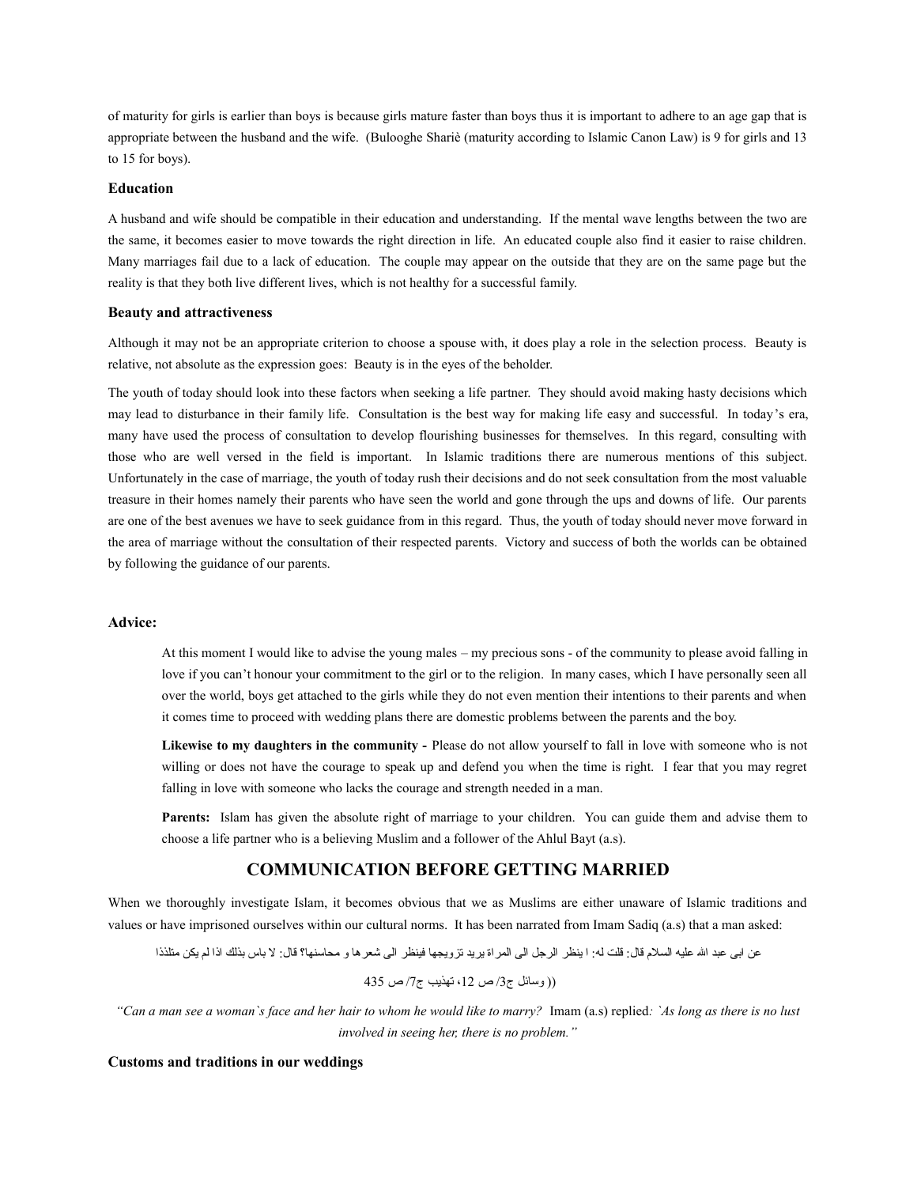of maturity for girls is earlier than boys is because girls mature faster than boys thus it is important to adhere to an age gap that is appropriate between the husband and the wife. (Bulooghe Shariè (maturity according to Islamic Canon Law) is 9 for girls and 13 to 15 for boys).

### Education

A husband and wife should be compatible in their education and understanding. If the mental wave lengths between the two are the same, it becomes easier to move towards the right direction in life. An educated couple also find it easier to raise children. Many marriages fail due to a lack of education. The couple may appear on the outside that they are on the same page but the reality is that they both live different lives, which is not healthy for a successful family.

### Beauty and attractiveness

Although it may not be an appropriate criterion to choose a spouse with, it does play a role in the selection process. Beauty is relative, not absolute as the expression goes: Beauty is in the eyes of the beholder.

The youth of today should look into these factors when seeking a life partner. They should avoid making hasty decisions which may lead to disturbance in their family life. Consultation is the best way for making life easy and successful. In today's era, many have used the process of consultation to develop flourishing businesses for themselves. In this regard, consulting with those who are well versed in the field is important. In Islamic traditions there are numerous mentions of this subject. Unfortunately in the case of marriage, the youth of today rush their decisions and do not seek consultation from the most valuable treasure in their homes namely their parents who have seen the world and gone through the ups and downs of life. Our parents are one of the best avenues we have to seek guidance from in this regard. Thus, the youth of today should never move forward in the area of marriage without the consultation of their respected parents. Victory and success of both the worlds can be obtained by following the guidance of our parents.

### Advice:

At this moment I would like to advise the young males – my precious sons - of the community to please avoid falling in love if you can't honour your commitment to the girl or to the religion. In many cases, which I have personally seen all over the world, boys get attached to the girls while they do not even mention their intentions to their parents and when it comes time to proceed with wedding plans there are domestic problems between the parents and the boy.

**Likewise to my daughters in the community -** Please do not allow yourself to fall in love with someone who is not willing or does not have the courage to speak up and defend you when the time is right. I fear that you may regret falling in love with someone who lacks the courage and strength needed in a man.

**Parents:** Islam has given the absolute right of marriage to your children. You can guide them and advise them to choose a life partner who is a believing Muslim and a follower of the Ahlul Bayt (a.s).

## COMMUNICATION BEFORE GETTING MARRIED

When we thoroughly investigate Islam, it becomes obvious that we as Muslims are either unaware of Islamic traditions and values or have imprisoned ourselves within our cultural norms. It has been narrated from Imam Sadiq (a.s) that a man asked:

عن ابی عبد الله علیه السلام قال: قلت له: ا ینظر الرجل الی المراة یرید تزویجها فینظر الی شعرها و محاسنها؟ قال: لا باس بذلك اذا لم یكن متلذذا

(( وسائل ج3/ ص 12، تهذیب ج7/ ص 435

*"Can a man see a woman`s face and her hair to whom he would like to marry?* Imam (a.s) replied*: `As long as there is no lust involved in seeing her, there is no problem."*

### Customs and traditions in our weddings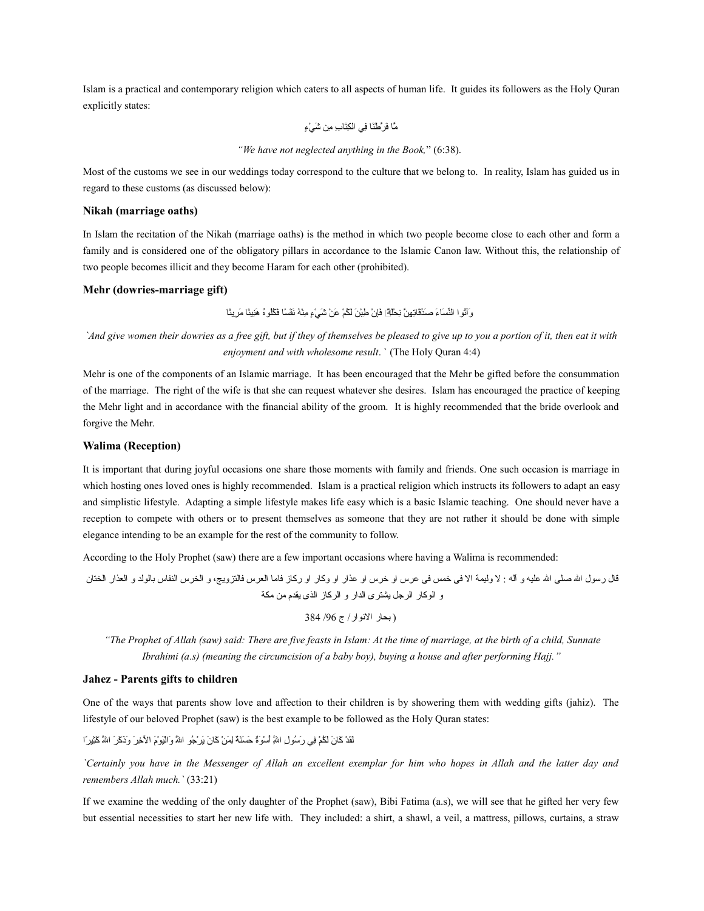Islam is a practical and contemporary religion which caters to all aspects of human life. It guides its followers as the Holy Quran explicitly states:

مَّا فَرَّطْنَا فِي الكِتَابِ مِن شَيْءٍ

*"We have not neglected anything in the Book,"* (6:38).

Most of the customs we see in our weddings today correspond to the culture that we belong to. In reality, Islam has guided us in regard to these customs (as discussed below):

### Nikah (marriage oaths)

In Islam the recitation of the Nikah (marriage oaths) is the method in which two people become close to each other and form a family and is considered one of the obligatory pillars in accordance to the Islamic Canon law. Without this, the relationship of two people becomes illicit and they become Haram for each other (prohibited).

### Mehr (dowries-marriage gift)

وَآتُوا النِّسَاءَ صَدُقَاتِهِنَّ نِحْلَةً ۚ فَإِنْ طِبْنَ لَكُمْ عَنْ شَيْءٍ مِنْهُ نَفْسًا فَكُلُوهُ هَنِيئًا مَرِيئًا

*`And give women their dowries as a free gift, but if they of themselves be pleased to give up to you a portion of it, then eat it with enjoyment and with wholesome result*. ` (The Holy Quran 4:4)

Mehr is one of the components of an Islamic marriage. It has been encouraged that the Mehr be gifted before the consummation of the marriage. The right of the wife is that she can request whatever she desires. Islam has encouraged the practice of keeping the Mehr light and in accordance with the financial ability of the groom. It is highly recommended that the bride overlook and forgive the Mehr.

### Walima (Reception)

It is important that during joyful occasions one share those moments with family and friends. One such occasion is marriage in which hosting ones loved ones is highly recommended. Islam is a practical religion which instructs its followers to adapt an easy and simplistic lifestyle. Adapting a simple lifestyle makes life easy which is a basic Islamic teaching. One should never have a reception to compete with others or to present themselves as someone that they are not rather it should be done with simple elegance intending to be an example for the rest of the community to follow.

According to the Holy Prophet (saw) there are a few important occasions where having a Walima is recommended:

قال رسول الله صلى الله عليه و آله : لا وليمة الا فى خمس فى عرس او خرس او عذار او وكار او ركاز فاما العرس فالتزويج، و الخرس النفاس بالولد و العذار الختان و الوكار الرجل يشترى الدار و الركاز الذى يقدم من مكة

(بحار الانوار/ ج 96/ 384)

*"The Prophet of Allah (saw) said: There are five feasts in Islam: At the time of marriage, at the birth of a child, Sunnate Ibrahimi (a.s) (meaning the circumcision of a baby boy), buying a house and after performing Hajj."*

### Jahez - Parents gifts to children

One of the ways that parents show love and affection to their children is by showering them with wedding gifts (jahiz). The lifestyle of our beloved Prophet (saw) is the best example to be followed as the Holy Quran states:

لَقَدْ كَانَ لَكُمْ فِي رَسُولِ اللَّهِ أُسْوَةٌ حَسَنَةٌ لِمَنْ كَانَ يَرْجُو اللَّهَ وَالْيَوْمَ الْآخِرَ وَذَكَرَ اللَّهَ كَثِيرًا

*`Certainly you have in the Messenger of Allah an excellent exemplar for him who hopes in Allah and the latter day and remembers Allah much.`* (33:21)

If we examine the wedding of the only daughter of the Prophet (saw), Bibi Fatima (a.s), we will see that he gifted her very few but essential necessities to start her new life with. They included: a shirt, a shawl, a veil, a mattress, pillows, curtains, a straw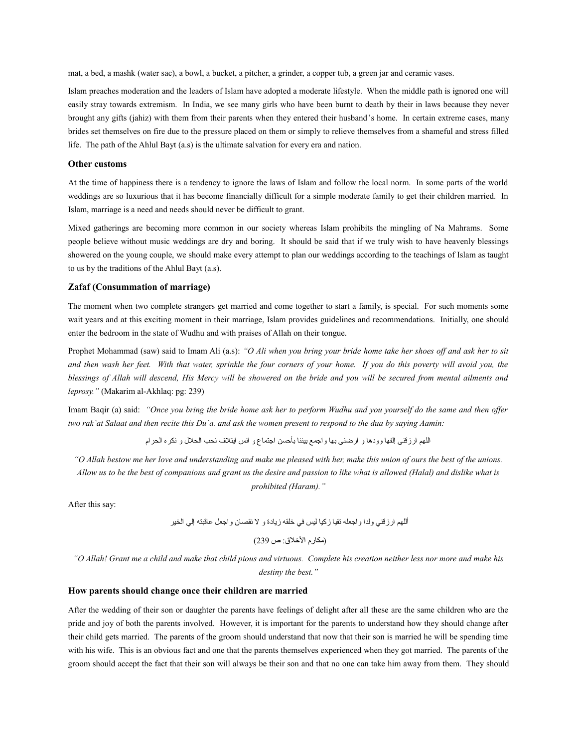mat, a bed, a mashk (water sac), a bowl, a bucket, a pitcher, a grinder, a copper tub, a green jar and ceramic vases.

Islam preaches moderation and the leaders of Islam have adopted a moderate lifestyle. When the middle path is ignored one will easily stray towards extremism. In India, we see many girls who have been burnt to death by their in laws because they never brought any gifts (jahiz) with them from their parents when they entered their husband's home. In certain extreme cases, many brides set themselves on fire due to the pressure placed on them or simply to relieve themselves from a shameful and stress filled life. The path of the Ahlul Bayt (a.s) is the ultimate salvation for every era and nation.

### Other customs

At the time of happiness there is a tendency to ignore the laws of Islam and follow the local norm. In some parts of the world weddings are so luxurious that it has become financially difficult for a simple moderate family to get their children married. In Islam, marriage is a need and needs should never be difficult to grant.

Mixed gatherings are becoming more common in our society whereas Islam prohibits the mingling of Na Mahrams. Some people believe without music weddings are dry and boring. It should be said that if we truly wish to have heavenly blessings showered on the young couple, we should make every attempt to plan our weddings according to the teachings of Islam as taught to us by the traditions of the Ahlul Bayt (a.s).

### Zafaf (Consummation of marriage)

The moment when two complete strangers get married and come together to start a family, is special. For such moments some wait years and at this exciting moment in their marriage, Islam provides guidelines and recommendations. Initially, one should enter the bedroom in the state of Wudhu and with praises of Allah on their tongue.

Prophet Mohammad (saw) said to Imam Ali (a.s): *"O Ali when you bring your bride home take her shoes off and ask her to sit and then wash her feet. With that water, sprinkle the four corners of your home. If you do this poverty will avoid you, the blessings of Allah will descend, His Mercy will be showered on the bride and you will be secured from mental ailments and leprosy."* (Makarim al-Akhlaq: pg: 239)

Imam Baqir (a) said: *"Once you bring the bride home ask her to perform Wudhu and you yourself do the same and then offer two rak`at Salaat and then recite this Du`a. and ask the women present to respond to the dua by saying Aamin:*

اللهم ارزقني إلفها وودها و ارضني بها واجمع بيننا بأحسن اجتماع و انس ايتلاف نحب الحلال و نكره الحرام

*"O Allah bestow me her love and understanding and make me pleased with her, make this union of ours the best of the unions. Allow us to be the best of companions and grant us the desire and passion to like what is allowed (Halal) and dislike what is prohibited (Haram)."*

After this say:

أللهم ارزقني ولدا واجعله تقيا زكيا ليس في خلقه زيادة و لا نقصان واجعل عاقبته إلي الخير

(مكارم الأخلاق: ص 239)

*"O Allah! Grant me a child and make that child pious and virtuous. Complete his creation neither less nor more and make his destiny the best."*

### How parents should change once their children are married

After the wedding of their son or daughter the parents have feelings of delight after all these are the same children who are the pride and joy of both the parents involved. However, it is important for the parents to understand how they should change after their child gets married. The parents of the groom should understand that now that their son is married he will be spending time with his wife. This is an obvious fact and one that the parents themselves experienced when they got married. The parents of the groom should accept the fact that their son will always be their son and that no one can take him away from them. They should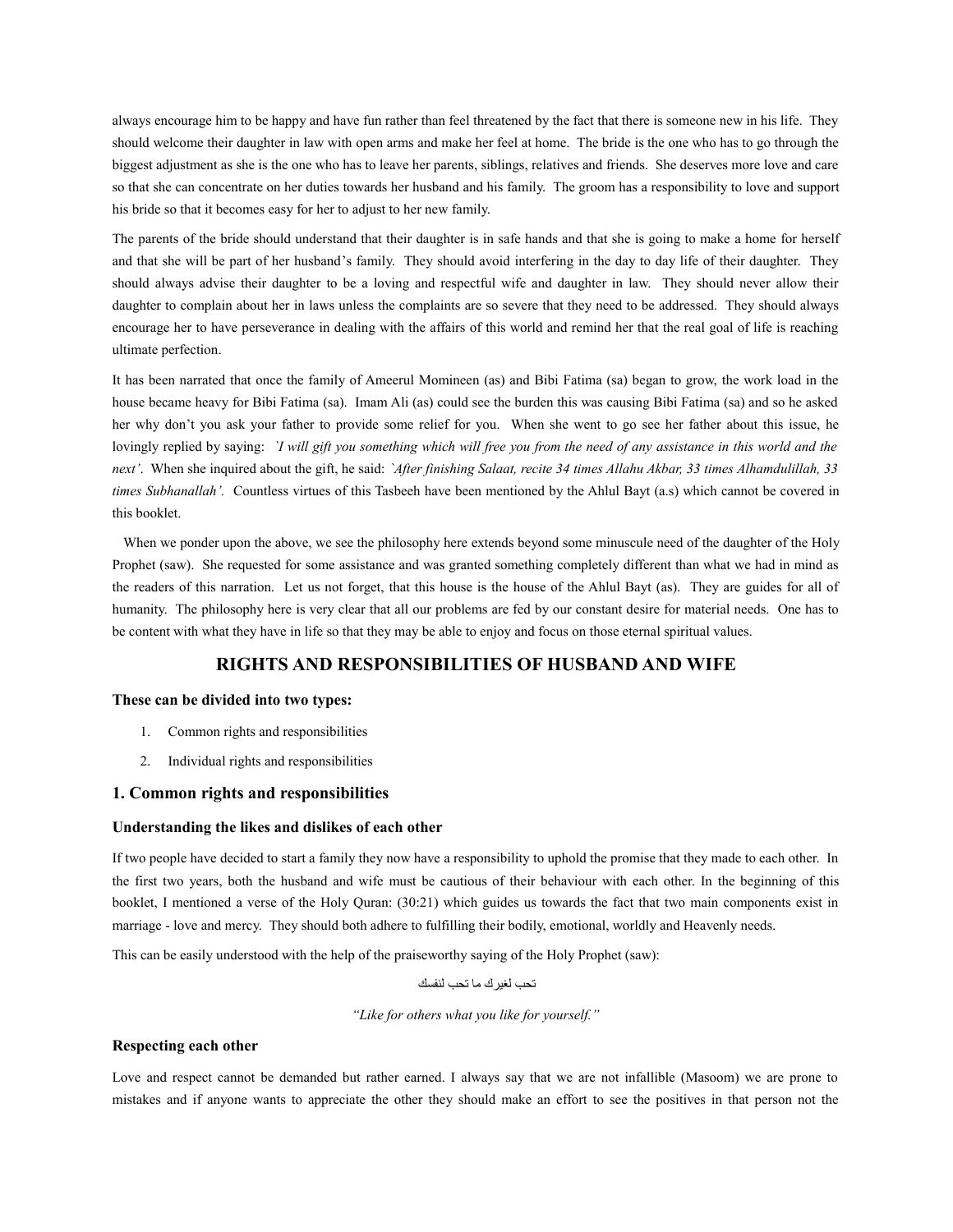always encourage him to be happy and have fun rather than feel threatened by the fact that there is someone new in his life. They should welcome their daughter in law with open arms and make her feel at home. The bride is the one who has to go through the biggest adjustment as she is the one who has to leave her parents, siblings, relatives and friends. She deserves more love and care so that she can concentrate on her duties towards her husband and his family. The groom has a responsibility to love and support his bride so that it becomes easy for her to adjust to her new family.

The parents of the bride should understand that their daughter is in safe hands and that she is going to make a home for herself and that she will be part of her husband's family. They should avoid interfering in the day to day life of their daughter. They should always advise their daughter to be a loving and respectful wife and daughter in law. They should never allow their daughter to complain about her in laws unless the complaints are so severe that they need to be addressed. They should always encourage her to have perseverance in dealing with the affairs of this world and remind her that the real goal of life is reaching ultimate perfection.

It has been narrated that once the family of Ameerul Momineen (as) and Bibi Fatima (sa) began to grow, the work load in the house became heavy for Bibi Fatima (sa). Imam Ali (as) could see the burden this was causing Bibi Fatima (sa) and so he asked her why don't you ask your father to provide some relief for you. When she went to go see her father about this issue, he lovingly replied by saying: *`I will gift you something which will free you from the need of any assistance in this world and the next'*. When she inquired about the gift, he said: *`After finishing Salaat, recite 34 times Allahu Akbar, 33 times Alhamdulillah, 33 times Subhanallah'.* Countless virtues of this Tasbeeh have been mentioned by the Ahlul Bayt (a.s) which cannot be covered in this booklet.

When we ponder upon the above, we see the philosophy here extends beyond some minuscule need of the daughter of the Holy Prophet (saw). She requested for some assistance and was granted something completely different than what we had in mind as the readers of this narration. Let us not forget, that this house is the house of the Ahlul Bayt (as). They are guides for all of humanity. The philosophy here is very clear that all our problems are fed by our constant desire for material needs. One has to be content with what they have in life so that they may be able to enjoy and focus on those eternal spiritual values.

## RIGHTS AND RESPONSIBILITIES OF HUSBAND AND WIFE

**These can be divided into two types:**

1. Common rights and responsibilities
2. Individual rights and responsibilities

### 1. Common rights and responsibilities

#### Understanding the likes and dislikes of each other

If two people have decided to start a family they now have a responsibility to uphold the promise that they made to each other. In the first two years, both the husband and wife must be cautious of their behaviour with each other. In the beginning of this booklet, I mentioned a verse of the Holy Quran: (30:21) which guides us towards the fact that two main components exist in marriage - love and mercy. They should both adhere to fulfilling their bodily, emotional, worldly and Heavenly needs.

This can be easily understood with the help of the praiseworthy saying of the Holy Prophet (saw):

تحب لغيرك ما تحب لنفسك

*"Like for others what you like for yourself."*

#### Respecting each other

Love and respect cannot be demanded but rather earned. I always say that we are not infallible (Masoom) we are prone to mistakes and if anyone wants to appreciate the other they should make an effort to see the positives in that person not the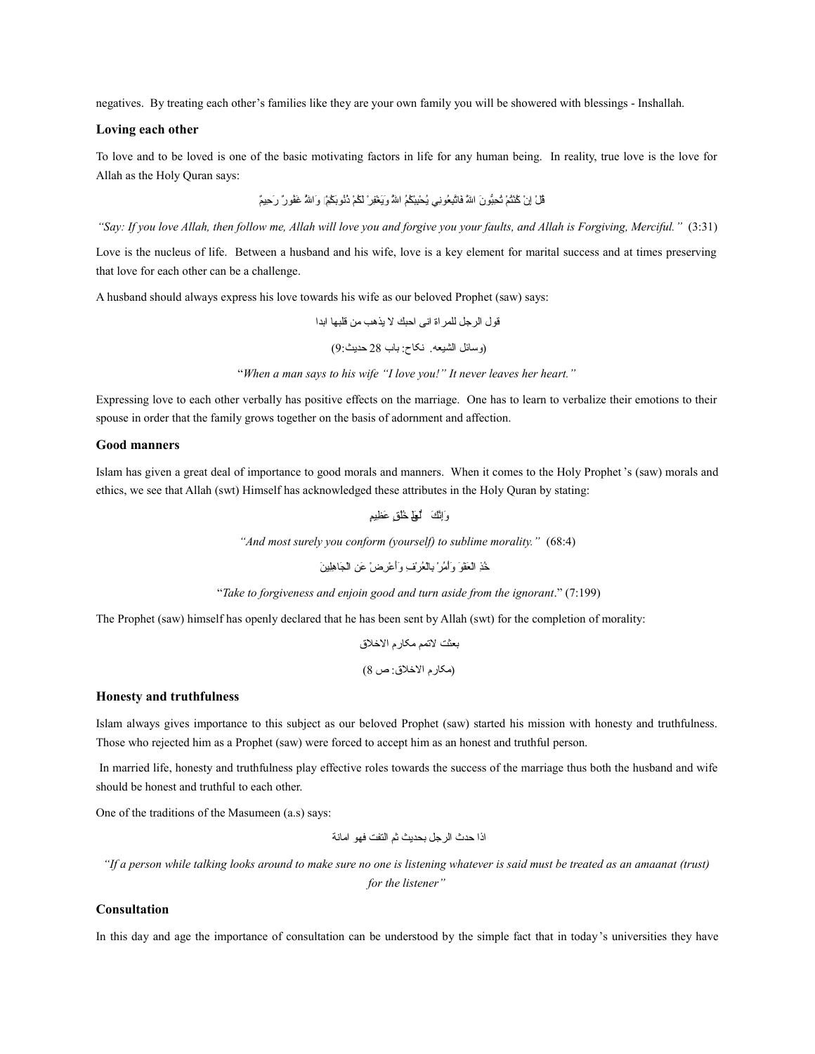negatives. By treating each other's families like they are your own family you will be showered with blessings - Inshallah.

### Loving each other

To love and to be loved is one of the basic motivating factors in life for any human being. In reality, true love is the love for Allah as the Holy Quran says:

قُلْ إِنْ كُنْتُمْ تُحِبُّونَ اللَّهَ فَاتَّبِعُونِي يُحْبِبْكُمُ اللَّهُ وَيَغْفِرْ لَكُمْ ذُنُوبَكُمْ وَاللَّهُ غَفُورٌ رَحِيمٌ

*"Say: If you love Allah, then follow me, Allah will love you and forgive you your faults, and Allah is Forgiving, Merciful."* (3:31)

Love is the nucleus of life. Between a husband and his wife, love is a key element for marital success and at times preserving that love for each other can be a challenge.

A husband should always express his love towards his wife as our beloved Prophet (saw) says:

قول الرجل للمراة انى احبك لا يذهب من قلبها ابدا

(وسائل الشيعه. نكاح: باب 28 حديث:9)

"*When a man says to his wife "I love you!" It never leaves her heart."*

Expressing love to each other verbally has positive effects on the marriage. One has to learn to verbalize their emotions to their spouse in order that the family grows together on the basis of adornment and affection.

### Good manners

Islam has given a great deal of importance to good morals and manners. When it comes to the Holy Prophet's (saw) morals and ethics, we see that Allah (swt) Himself has acknowledged these attributes in the Holy Quran by stating:

وَإِنَّكَ لَعَلَىٰ خُلُقٍ عَظِيمٍ

*"And most surely you conform (yourself) to sublime morality."* (68:4)

خُذِ الْعَفْوَ وَأْمُرْ بِالْعُرْفِ وَأَعْرِضْ عَنِ الْجَاهِلِينَ

"*Take to forgiveness and enjoin good and turn aside from the ignorant*." (7:199)

The Prophet (saw) himself has openly declared that he has been sent by Allah (swt) for the completion of morality:

بعثت لاتمم مكارم الاخلاق

(مكارم الاخلاق: ص 8)

### Honesty and truthfulness

Islam always gives importance to this subject as our beloved Prophet (saw) started his mission with honesty and truthfulness. Those who rejected him as a Prophet (saw) were forced to accept him as an honest and truthful person.

In married life, honesty and truthfulness play effective roles towards the success of the marriage thus both the husband and wife should be honest and truthful to each other.

One of the traditions of the Masumeen (a.s) says:

اذا حدث الرجل بحديث ثم التفت فهو امانة

*"If a person while talking looks around to make sure no one is listening whatever is said must be treated as an amaanat (trust) for the listener"*

### Consultation

In this day and age the importance of consultation can be understood by the simple fact that in today's universities they have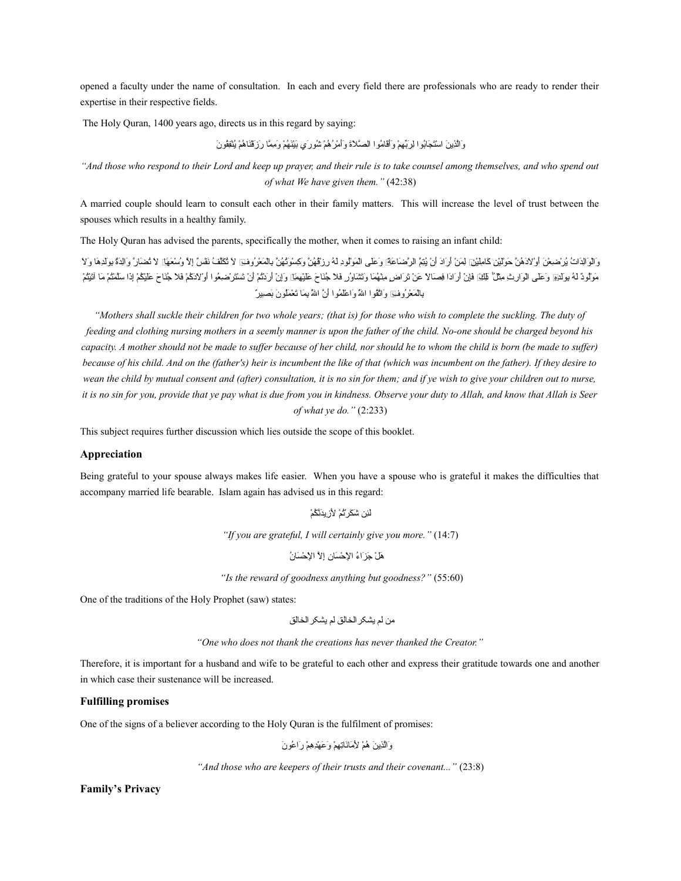opened a faculty under the name of consultation. In each and every field there are professionals who are ready to render their expertise in their respective fields.

The Holy Quran, 1400 years ago, directs us in this regard by saying:

وَالَّذِينَ اسْتَجَابُوا لِرَبِّهِمْ وَأَقَامُوا الصَّلَاةَ وَأَمْرُهُمْ شُورَىٰ بَيْنَهُمْ وَمِمَّا رَزَقْنَاهُمْ يُنفِقُونَ

*"And those who respond to their Lord and keep up prayer, and their rule is to take counsel among themselves, and who spend out of what We have given them."* (42:38)

A married couple should learn to consult each other in their family matters. This will increase the level of trust between the spouses which results in a healthy family.

The Holy Quran has advised the parents, specifically the mother, when it comes to raising an infant child:

وَالْوَالِدَاتُ يُرْضِعْنَ أَوْلَادَهُنَّ حَوْلَيْنِ كَامِلَيْنِ ۖ لِمَنْ أَرَادَ أَنْ يُتِمَّ الرَّضَاعَةَ ۚ وَعَلَى الْمَوْلُودِ لَهُ رِزْقُهُنَّ وَكِسْوَتُهُنَّ بِالْمَعْرُوفِ ۚ لَا تُكَلَّفُ نَفْسٌ إِلَّا وُسْعَهَا ۚ لَا تُضَارَّ وَالِدَةٌ بِوَلَدِهَا وَلَا مَوْلُودٌ لَهُ بِوَلَدِهِ ۚ وَعَلَى الْوَارِثِ مِثْلُ ذَٰلِكَ ۗ فَإِنْ أَرَادَا فِصَالًا عَنْ تَرَاضٍ مِنْهُمَا وَتَشَاوُرٍ فَلَا جُنَاحَ عَلَيْهِمَا ۗ وَإِنْ أَرَدْتُمْ أَنْ تَسْتَرْضِعُوا أَوْلَادَكُمْ فَلَا جُنَاحَ عَلَيْكُمْ إِذَا سَلَّمْتُمْ مَا آتَيْتُمْ بِالْمَعْرُوفِ ۗ وَاتَّقُوا اللَّهَ وَاعْلَمُوا أَنَّ اللَّهَ بِمَا تَعْمَلُونَ بَصِيرٌ

*"Mothers shall suckle their children for two whole years; (that is) for those who wish to complete the suckling. The duty of feeding and clothing nursing mothers in a seemly manner is upon the father of the child. No-one should be charged beyond his capacity. A mother should not be made to suffer because of her child, nor should he to whom the child is born (be made to suffer) because of his child. And on the (father's) heir is incumbent the like of that (which was incumbent on the father). If they desire to wean the child by mutual consent and (after) consultation, it is no sin for them; and if ye wish to give your children out to nurse, it is no sin for you, provide that ye pay what is due from you in kindness. Observe your duty to Allah, and know that Allah is Seer of what ye do."* (2:233)

This subject requires further discussion which lies outside the scope of this booklet.

### Appreciation

Being grateful to your spouse always makes life easier. When you have a spouse who is grateful it makes the difficulties that accompany married life bearable. Islam again has advised us in this regard:

لئِن شَكَرْتُمْ لأَزِيدَنَّكُمْ

*"If you are grateful, I will certainly give you more."* (14:7)

هَلْ جَزَاءُ الإِحْسَانِ إِلاَّ الإِحْسَانُ

*"Is the reward of goodness anything but goodness?"* (55:60)

One of the traditions of the Holy Prophet (saw) states:

من لم يشكر الخالق لم يشكر الخالق

*"One who does not thank the creations has never thanked the Creator."*

Therefore, it is important for a husband and wife to be grateful to each other and express their gratitude towards one and another in which case their sustenance will be increased.

### Fulfilling promises

One of the signs of a believer according to the Holy Quran is the fulfilment of promises:

وَالَّذِينَ هُمْ لِأَمَانَاتِهِمْ وَعَهْدِهِمْ رَاعُونَ

*"And those who are keepers of their trusts and their covenant..."* (23:8)

### Family's Privacy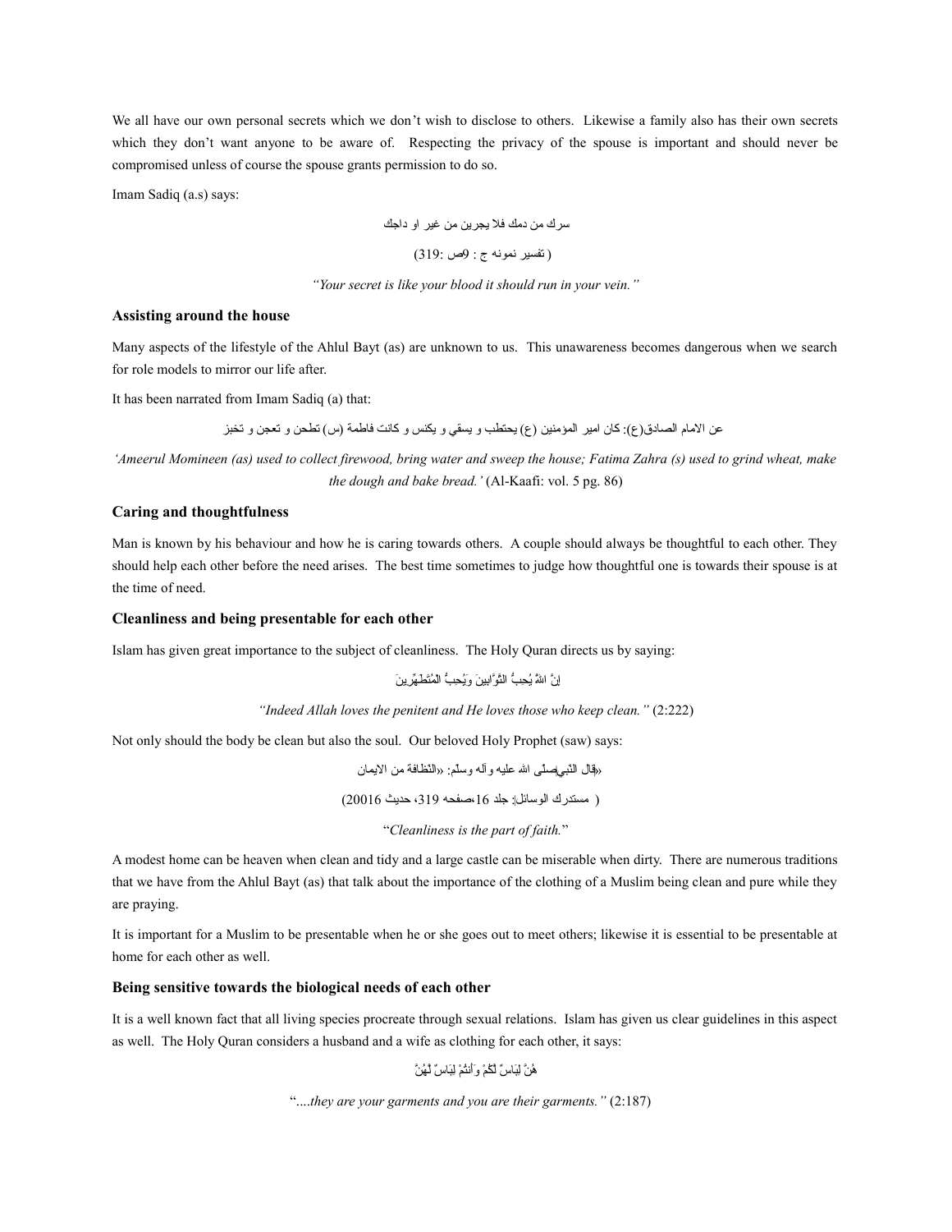We all have our own personal secrets which we don't wish to disclose to others. Likewise a family also has their own secrets which they don't want anyone to be aware of. Respecting the privacy of the spouse is important and should never be compromised unless of course the spouse grants permission to do so.

Imam Sadiq (a.s) says:

سرك من دمك فلا يجرين من غير او داجك

(تفسير نمونه ج : 9ص :319)

*"Your secret is like your blood it should run in your vein."*

### Assisting around the house

Many aspects of the lifestyle of the Ahlul Bayt (as) are unknown to us. This unawareness becomes dangerous when we search for role models to mirror our life after.

It has been narrated from Imam Sadiq (a) that:

عن الامام الصادق(ع): كان امير المؤمنين (ع) يحتطب و يسقي و يكنس و كانت فاطمة (س) تطحن و تعجن و تخبز

*'Ameerul Momineen (as) used to collect firewood, bring water and sweep the house; Fatima Zahra (s) used to grind wheat, make the dough and bake bread.'* (Al-Kaafi: vol. 5 pg. 86)

### Caring and thoughtfulness

Man is known by his behaviour and how he is caring towards others. A couple should always be thoughtful to each other. They should help each other before the need arises. The best time sometimes to judge how thoughtful one is towards their spouse is at the time of need.

### Cleanliness and being presentable for each other

Islam has given great importance to the subject of cleanliness. The Holy Quran directs us by saying:

إِنَّ اللهَ يُحِبُّ التَّوَّابِينَ وَيُحِبُّ الْمُتَطَهِّرِينَ

*"Indeed Allah loves the penitent and He loves those who keep clean."* (2:222)

Not only should the body be clean but also the soul. Our beloved Holy Prophet (saw) says:

«قال النبي‌صلّى الله عليه وآله وسلّم: «النظافة من الايمان

( مستدرك الوسائل: جلد 16،صفحه 319، حديث 20016)

"*Cleanliness is the part of faith.*"

A modest home can be heaven when clean and tidy and a large castle can be miserable when dirty. There are numerous traditions that we have from the Ahlul Bayt (as) that talk about the importance of the clothing of a Muslim being clean and pure while they are praying.

It is important for a Muslim to be presentable when he or she goes out to meet others; likewise it is essential to be presentable at home for each other as well.

### Being sensitive towards the biological needs of each other

It is a well known fact that all living species procreate through sexual relations. Islam has given us clear guidelines in this aspect as well. The Holy Quran considers a husband and a wife as clothing for each other, it says:

هُنَّ لِبَاسٌ لَكُمْ وَأَنتُمْ لِبَاسٌ لَهُنَّ

"....*they are your garments and you are their garments."* (2:187)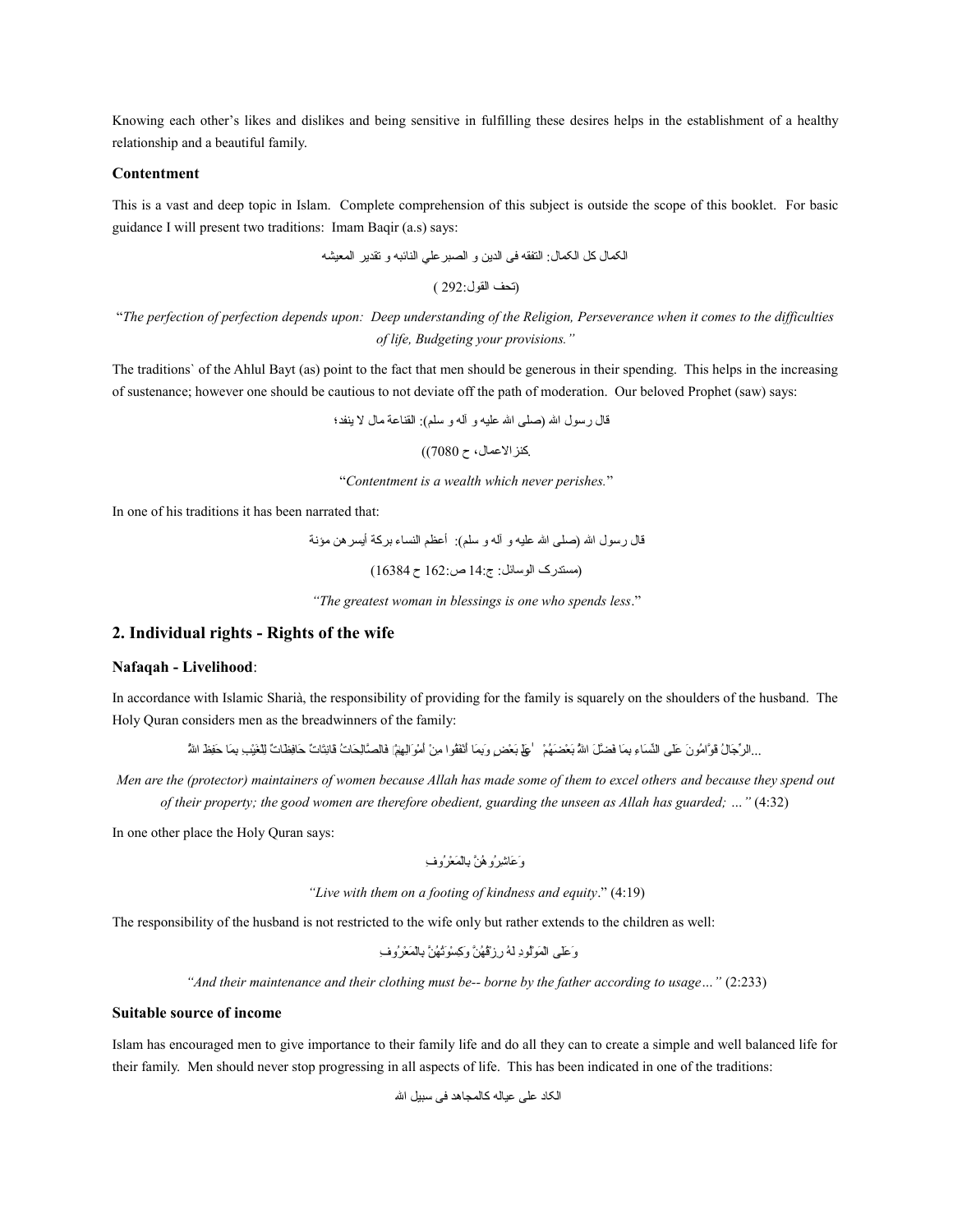Knowing each other's likes and dislikes and being sensitive in fulfilling these desires helps in the establishment of a healthy relationship and a beautiful family.

### Contentment

This is a vast and deep topic in Islam. Complete comprehension of this subject is outside the scope of this booklet. For basic guidance I will present two traditions: Imam Baqir (a.s) says:

الكمال كل الكمال: التفقه فى الدين و الصبر علي النائبه و تقدير المعيشه

(تحف القول:292 )

"*The perfection of perfection depends upon: Deep understanding of the Religion, Perseverance when it comes to the difficulties of life, Budgeting your provisions.*"

The traditions` of the Ahlul Bayt (as) point to the fact that men should be generous in their spending. This helps in the increasing of sustenance; however one should be cautious to not deviate off the path of moderation. Our beloved Prophet (saw) says:

قال رسول الله (صلى الله عليه و آله و سلم): القناعة مال لا ينفد؛

(كنز الاعمال، ح 7080)

"*Contentment is a wealth which never perishes.*"

In one of his traditions it has been narrated that:

قال رسول الله (صلى الله عليه و آله و سلم): أعظم النساء بركة أيسرهن مؤنة

(مستدرک الوسائل: ج:14 ص:162 ح 16384)

*"The greatest woman in blessings is one who spends less*."

## 2. Individual rights - Rights of the wife

### Nafaqah - Livelihood:

In accordance with Islamic Sharià, the responsibility of providing for the family is squarely on the shoulders of the husband. The Holy Quran considers men as the breadwinners of the family:

...الرِّجَالُ قَوَّامُونَ عَلَى النِّسَاءِ بِمَا فَضَّلَ اللهُ بَعْضَهُمْ عَلَى بَعْضٍ وَبِمَا أَنْفَقُوا مِنْ أَمْوَالِهِمْ فَالصَّالِحَاتُ قَانِتَاتٌ حَافِظَاتٌ لِلْغَيْبِ بِمَا حَفِظَ اللهُ

*Men are the (protector) maintainers of women because Allah has made some of them to excel others and because they spend out of their property; the good women are therefore obedient, guarding the unseen as Allah has guarded; ..."* (4:32)

In one other place the Holy Quran says:

وَعَاشِرُوهُنَّ بِالمَعْرُوفِ

*"Live with them on a footing of kindness and equity*." (4:19)

The responsibility of the husband is not restricted to the wife only but rather extends to the children as well:

وَعَلَى المَوْلُودِ لَهُ رِزْقُهُنَّ وَكِسْوَتُهُنَّ بِالمَعْرُوفِ

*"And their maintenance and their clothing must be-- borne by the father according to usage…"* (2:233)

### Suitable source of income

Islam has encouraged men to give importance to their family life and do all they can to create a simple and well balanced life for their family. Men should never stop progressing in all aspects of life. This has been indicated in one of the traditions:

الكاد على عياله كالمجاهد فى سبيل الله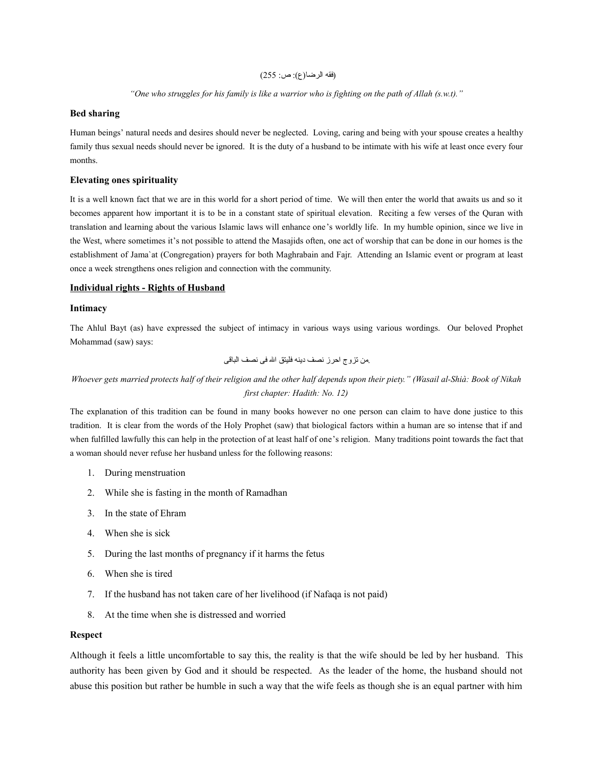(فقه الرضا(ع): ص: 255)

*"One who struggles for his family is like a warrior who is fighting on the path of Allah (s.w.t)."*

### Bed sharing

Human beings' natural needs and desires should never be neglected. Loving, caring and being with your spouse creates a healthy family thus sexual needs should never be ignored. It is the duty of a husband to be intimate with his wife at least once every four months.

### Elevating ones spirituality

It is a well known fact that we are in this world for a short period of time. We will then enter the world that awaits us and so it becomes apparent how important it is to be in a constant state of spiritual elevation. Reciting a few verses of the Quran with translation and learning about the various Islamic laws will enhance one's worldly life. In my humble opinion, since we live in the West, where sometimes it's not possible to attend the Masajids often, one act of worship that can be done in our homes is the establishment of Jama`at (Congregation) prayers for both Maghrabain and Fajr. Attending an Islamic event or program at least once a week strengthens ones religion and connection with the community.

## Individual rights - Rights of Husband

### Intimacy

The Ahlul Bayt (as) have expressed the subject of intimacy in various ways using various wordings. Our beloved Prophet Mohammad (saw) says:

.من تزوج احرز نصف دينه فليتق الله فى نصف الباقى

*Whoever gets married protects half of their religion and the other half depends upon their piety." (Wasail al-Shià: Book of Nikah first chapter: Hadith: No. 12)*

The explanation of this tradition can be found in many books however no one person can claim to have done justice to this tradition. It is clear from the words of the Holy Prophet (saw) that biological factors within a human are so intense that if and when fulfilled lawfully this can help in the protection of at least half of one's religion. Many traditions point towards the fact that a woman should never refuse her husband unless for the following reasons:

1. During menstruation
2. While she is fasting in the month of Ramadhan
3. In the state of Ehram
4. When she is sick
5. During the last months of pregnancy if it harms the fetus
6. When she is tired
7. If the husband has not taken care of her livelihood (if Nafaqa is not paid)
8. At the time when she is distressed and worried

### Respect

Although it feels a little uncomfortable to say this, the reality is that the wife should be led by her husband. This authority has been given by God and it should be respected. As the leader of the home, the husband should not abuse this position but rather be humble in such a way that the wife feels as though she is an equal partner with him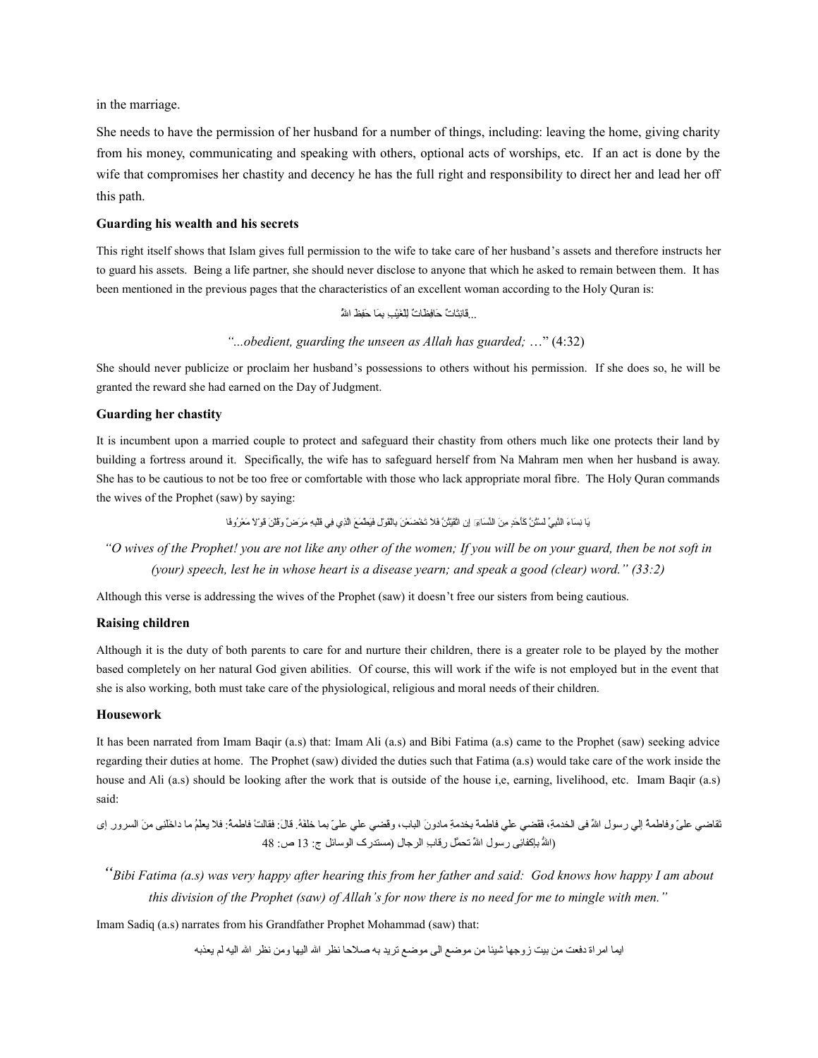in the marriage.

She needs to have the permission of her husband for a number of things, including: leaving the home, giving charity from his money, communicating and speaking with others, optional acts of worships, etc. If an act is done by the wife that compromises her chastity and decency he has the full right and responsibility to direct her and lead her off this path.

### Guarding his wealth and his secrets

This right itself shows that Islam gives full permission to the wife to take care of her husband's assets and therefore instructs her to guard his assets. Being a life partner, she should never disclose to anyone that which he asked to remain between them. It has been mentioned in the previous pages that the characteristics of an excellent woman according to the Holy Quran is:

...قَانِتَاتٌ حَافِظَاتٌ لِلْغَيْبِ بِمَا حَفِظَ اللهُ

*"...obedient, guarding the unseen as Allah has guarded; …"* (4:32)

She should never publicize or proclaim her husband's possessions to others without his permission. If she does so, he will be granted the reward she had earned on the Day of Judgment.

### Guarding her chastity

It is incumbent upon a married couple to protect and safeguard their chastity from others much like one protects their land by building a fortress around it. Specifically, the wife has to safeguard herself from Na Mahram men when her husband is away. She has to be cautious to not be too free or comfortable with those who lack appropriate moral fibre. The Holy Quran commands the wives of the Prophet (saw) by saying:

يَا نِسَاءَ النَّبِيِّ لَسْتُنَّ كَأَحَدٍ مِنَ النِّسَاءِ إِنِ اتَّقَيْتُنَّ فَلَا تَخْضَعْنَ بِالْقَوْلِ فَيَطْمَعَ الَّذِي فِي قَلْبِهِ مَرَضٌ وَقُلْنَ قَوْلًا مَعْرُوفًا

*"O wives of the Prophet! you are not like any other of the women; If you will be on your guard, then be not soft in (your) speech, lest he in whose heart is a disease yearn; and speak a good (clear) word." (33:2)*

Although this verse is addressing the wives of the Prophet (saw) it doesn't free our sisters from being cautious.

### Raising children

Although it is the duty of both parents to care for and nurture their children, there is a greater role to be played by the mother based completely on her natural God given abilities. Of course, this will work if the wife is not employed but in the event that she is also working, both must take care of the physiological, religious and moral needs of their children.

### Housework

It has been narrated from Imam Baqir (a.s) that: Imam Ali (a.s) and Bibi Fatima (a.s) came to the Prophet (saw) seeking advice regarding their duties at home. The Prophet (saw) divided the duties such that Fatima (a.s) would take care of the work inside the house and Ali (a.s) should be looking after the work that is outside of the house i,e, earning, livelihood, etc. Imam Baqir (a.s) said:

تقاضي عليّ وفاطمةُ إلي رسول اللهِ فی الخدمة، فقضي علي فاطمة بخدمةٍ مادونَ الباب، وقضي علي عليّ بما خلفهُ. قال: فقالتْ فاطمةُ: فلا يعلمُ ما داخلنی منَ السرور إلا اللهُ بإكفائی رسول اللهِ تحمّل رقاب الرجال (مستدرک الوسائل ج: 13 ص: 48)

*"Bibi Fatima (a.s) was very happy after hearing this from her father and said: God knows how happy I am about this division of the Prophet (saw) of Allah's for now there is no need for me to mingle with men."*

Imam Sadiq (a.s) narrates from his Grandfather Prophet Mohammad (saw) that:

ايما امراة دفعت من بيت زوجها شيئا من موضع الى موضع تريد به صلاحا نظر الله اليها ومن نظر الله اليه لم يعذبه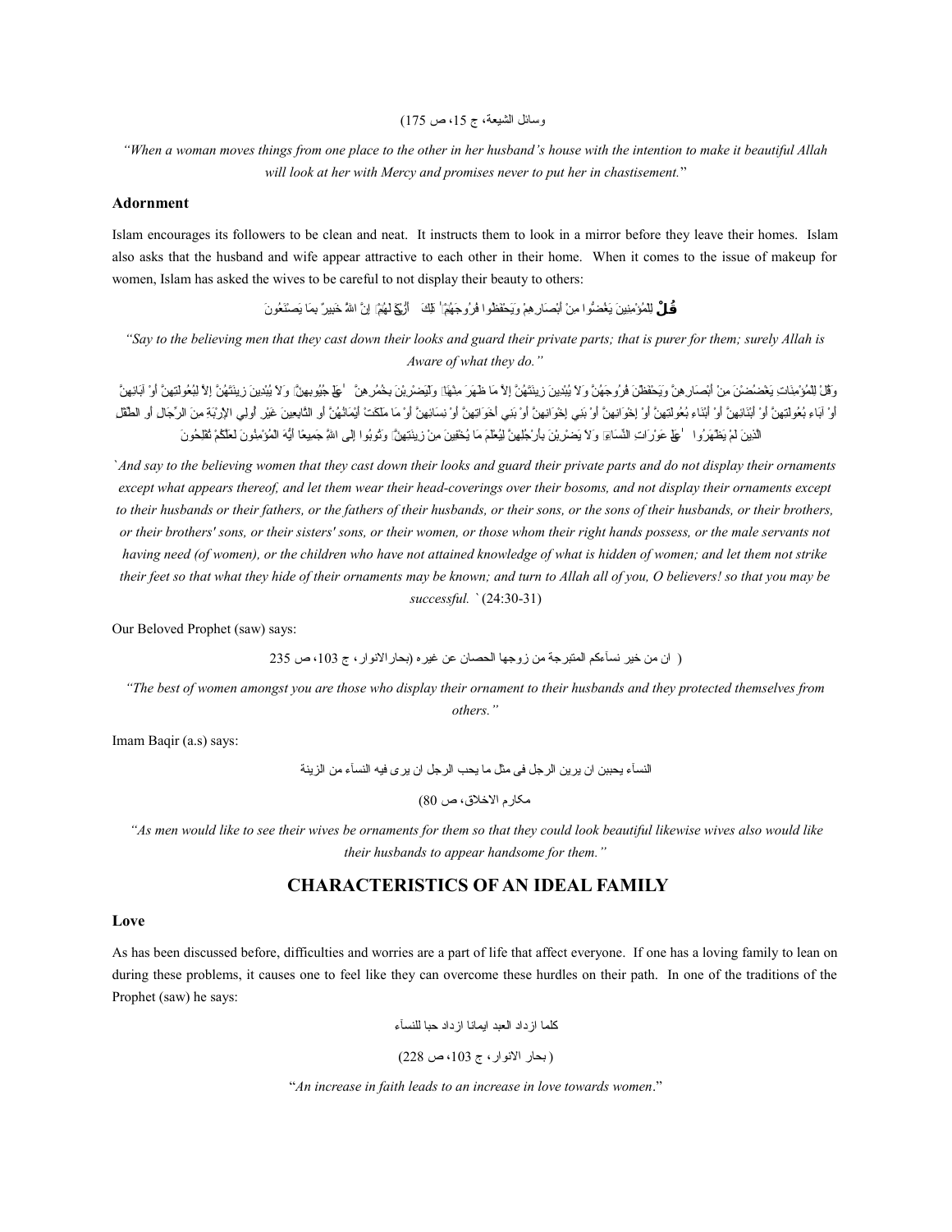وسائل الشيعة، ج 15، ص 175)

*"When a woman moves things from one place to the other in her husband's house with the intention to make it beautiful Allah will look at her with Mercy and promises never to put her in chastisement."*

### Adornment

Islam encourages its followers to be clean and neat. It instructs them to look in a mirror before they leave their homes. Islam also asks that the husband and wife appear attractive to each other in their home. When it comes to the issue of makeup for women, Islam has asked the wives to be careful to not display their beauty to others:

**قُلْ** لِلْمُؤْمِنِينَ يَغُضُّوا مِنْ أَبْصَارِهِمْ وَيَحْفَظُوا فُرُوجَهُمْ ۚ ذَٰلِكَ أَزْكَىٰ لَهُمْ ۗ إِنَّ اللَّهَ خَبِيرٌ بِمَا يَصْنَعُونَ

*"Say to the believing men that they cast down their looks and guard their private parts; that is purer for them; surely Allah is Aware of what they do."*

وَقُلْ لِلْمُؤْمِنَاتِ يَغْضُضْنَ مِنْ أَبْصَارِهِنَّ وَيَحْفَظْنَ فُرُوجَهُنَّ وَلَا يُبْدِينَ زِينَتَهُنَّ إِلَّا مَا ظَهَرَ مِنْهَا ۖ وَلْيَضْرِبْنَ بِخُمُرِهِنَّ عَلَىٰ جُيُوبِهِنَّ ۖ وَلَا يُبْدِينَ زِينَتَهُنَّ إِلَّا لِبُعُولَتِهِنَّ أَوْ آبَائِهِنَّ أَوْ آبَاءِ بُعُولَتِهِنَّ أَوْ أَبْنَائِهِنَّ أَوْ أَبْنَاءِ بُعُولَتِهِنَّ أَوْ إِخْوَانِهِنَّ أَوْ بَنِي إِخْوَانِهِنَّ أَوْ بَنِي أَخَوَاتِهِنَّ أَوْ نِسَائِهِنَّ أَوْ مَا مَلَكَتْ أَيْمَانُهُنَّ أَوِ التَّابِعِينَ غَيْرِ أُولِي الْإِرْبَةِ مِنَ الرِّجَالِ أَوِ الطِّفْلِ الَّذِينَ لَمْ يَظْهَرُوا عَلَىٰ عَوْرَاتِ النِّسَاءِ ۖ وَلَا يَضْرِبْنَ بِأَرْجُلِهِنَّ لِيُعْلَمَ مَا يُخْفِينَ مِنْ زِينَتِهِنَّ ۚ وَتُوبُوا إِلَى اللَّهِ جَمِيعًا أَيُّهَ الْمُؤْمِنُونَ لَعَلَّكُمْ تُفْلِحُونَ

*`And say to the believing women that they cast down their looks and guard their private parts and do not display their ornaments except what appears thereof, and let them wear their head-coverings over their bosoms, and not display their ornaments except to their husbands or their fathers, or the fathers of their husbands, or their sons, or the sons of their husbands, or their brothers, or their brothers' sons, or their sisters' sons, or their women, or those whom their right hands possess, or the male servants not having need (of women), or the children who have not attained knowledge of what is hidden of women; and let them not strike their feet so that what they hide of their ornaments may be known; and turn to Allah all of you, O believers! so that you may be successful. `* (24:30-31)

Our Beloved Prophet (saw) says:

( ان من خير نسآءكم المتبرجة من زوجها الحصان عن غيره (بحارالانوار، ج 103، ص 235

*"The best of women amongst you are those who display their ornament to their husbands and they protected themselves from others."*

Imam Baqir (a.s) says:

النسآء يحببن ان يرين الرجل فى مثل ما يحب الرجل ان يرى فيه النسآء من الزينة

مكارم الاخلاق، ص 80)

*"As men would like to see their wives be ornaments for them so that they could look beautiful likewise wives also would like their husbands to appear handsome for them."*

## CHARACTERISTICS OF AN IDEAL FAMILY

### Love

As has been discussed before, difficulties and worries are a part of life that affect everyone. If one has a loving family to lean on during these problems, it causes one to feel like they can overcome these hurdles on their path. In one of the traditions of the Prophet (saw) he says:

كلما ازداد العبد ايمانا ازداد حبا للنسآء

( بحار الانوار، ج 103، ص 228)

"*An increase in faith leads to an increase in love towards women*."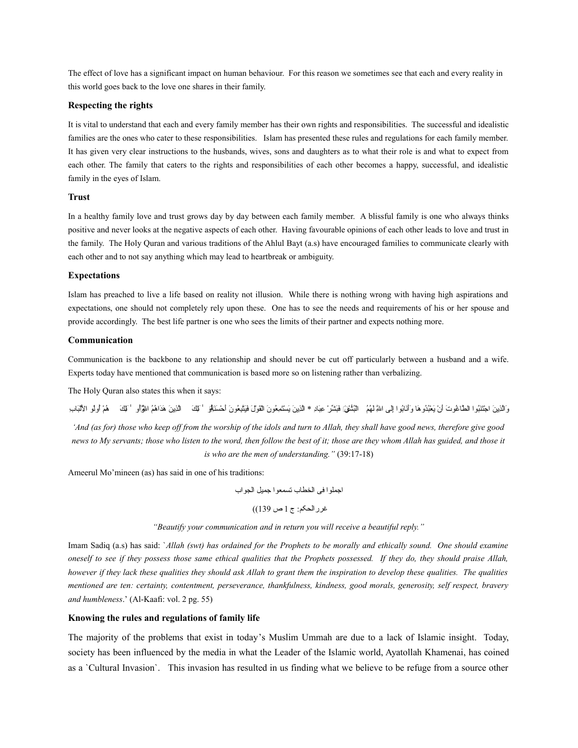The effect of love has a significant impact on human behaviour. For this reason we sometimes see that each and every reality in this world goes back to the love one shares in their family.

### Respecting the rights

It is vital to understand that each and every family member has their own rights and responsibilities. The successful and idealistic families are the ones who cater to these responsibilities. Islam has presented these rules and regulations for each family member. It has given very clear instructions to the husbands, wives, sons and daughters as to what their role is and what to expect from each other. The family that caters to the rights and responsibilities of each other becomes a happy, successful, and idealistic family in the eyes of Islam.

### Trust

In a healthy family love and trust grows day by day between each family member. A blissful family is one who always thinks positive and never looks at the negative aspects of each other. Having favourable opinions of each other leads to love and trust in the family. The Holy Quran and various traditions of the Ahlul Bayt (a.s) have encouraged families to communicate clearly with each other and to not say anything which may lead to heartbreak or ambiguity.

### Expectations

Islam has preached to live a life based on reality not illusion. While there is nothing wrong with having high aspirations and expectations, one should not completely rely upon these. One has to see the needs and requirements of his or her spouse and provide accordingly. The best life partner is one who sees the limits of their partner and expects nothing more.

### Communication

Communication is the backbone to any relationship and should never be cut off particularly between a husband and a wife. Experts today have mentioned that communication is based more so on listening rather than verbalizing.

The Holy Quran also states this when it says:

وَالَّذِينَ اجْتَنَبُوا الطَّاغُوتَ أَنْ يَعْبُدُوهَا وَأَنَابُوا إِلَى اللَّهِ لَهُمُ الْبُشْرَىٰ فَبَشِّرْ عِبَادِ * الَّذِينَ يَسْتَمِعُونَ الْقَوْلَ فَيَتَّبِعُونَ أَحْسَنَهُ أُولَٰئِكَ الَّذِينَ هَدَاهُمُ اللَّهُ وَأُولَٰئِكَ هُمْ أُولُو الْأَلْبَابِ

*'And (as for) those who keep off from the worship of the idols and turn to Allah, they shall have good news, therefore give good news to My servants; those who listen to the word, then follow the best of it; those are they whom Allah has guided, and those it is who are the men of understanding."* (39:17-18)

Ameerul Mo'mineen (as) has said in one of his traditions:

اجملوا فى الخطاب تسمعوا جميل الجواب

غررالحكم: ج 1 ص 139))

*"Beautify your communication and in return you will receive a beautiful reply."*

Imam Sadiq (a.s) has said: `*Allah (swt) has ordained for the Prophets to be morally and ethically sound. One should examine oneself to see if they possess those same ethical qualities that the Prophets possessed. If they do, they should praise Allah, however if they lack these qualities they should ask Allah to grant them the inspiration to develop these qualities. The qualities mentioned are ten: certainty, contentment, perseverance, thankfulness, kindness, good morals, generosity, self respect, bravery and humbleness*.' (Al-Kaafi: vol. 2 pg. 55)

### Knowing the rules and regulations of family life

The majority of the problems that exist in today's Muslim Ummah are due to a lack of Islamic insight. Today, society has been influenced by the media in what the Leader of the Islamic world, Ayatollah Khamenai, has coined as a `Cultural Invasion`. This invasion has resulted in us finding what we believe to be refuge from a source other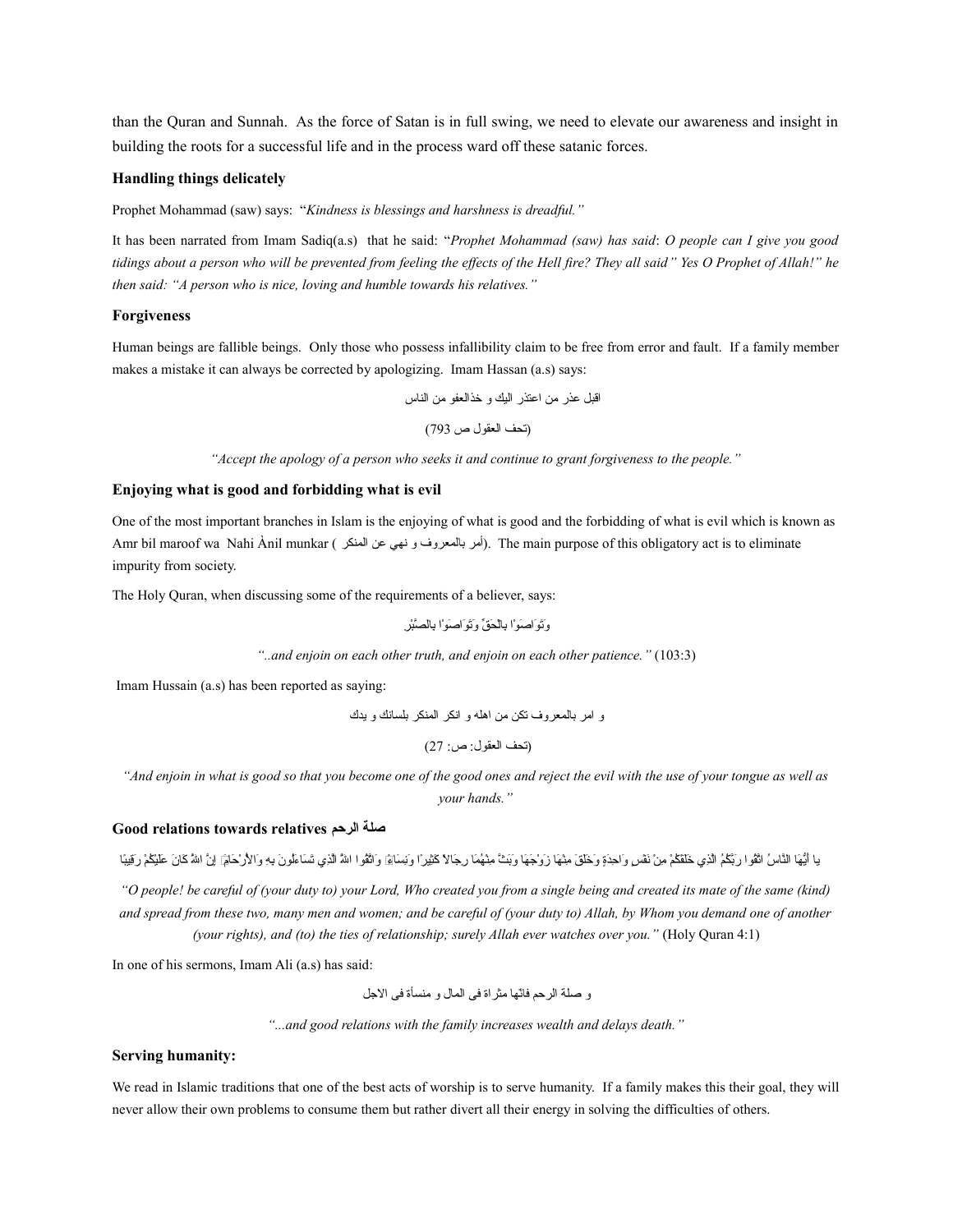than the Quran and Sunnah. As the force of Satan is in full swing, we need to elevate our awareness and insight in building the roots for a successful life and in the process ward off these satanic forces.

### Handling things delicately

Prophet Mohammad (saw) says: "*Kindness is blessings and harshness is dreadful.*"

It has been narrated from Imam Sadiq(a.s) that he said: "*Prophet Mohammad (saw) has said*: *O people can I give you good tidings about a person who will be prevented from feeling the effects of the Hell fire? They all said" Yes O Prophet of Allah!" he then said: "A person who is nice, loving and humble towards his relatives."*

### Forgiveness

Human beings are fallible beings. Only those who possess infallibility claim to be free from error and fault. If a family member makes a mistake it can always be corrected by apologizing. Imam Hassan (a.s) says:

اقبل عذر من اعتذر اليك و خذالعفو من الناس

(تحف العقول ص 793)

*"Accept the apology of a person who seeks it and continue to grant forgiveness to the people."*

### Enjoying what is good and forbidding what is evil

One of the most important branches in Islam is the enjoying of what is good and the forbidding of what is evil which is known as Amr bil maroof wa Nahi Ànil munkar (أمر بالمعروف و نهي عن المنكر). The main purpose of this obligatory act is to eliminate impurity from society.

The Holy Quran, when discussing some of the requirements of a believer, says:

وَتَوَاصَوْا بِالْحَقِّ وَتَوَاصَوْا بِالصَّبْرِ

*"..and enjoin on each other truth, and enjoin on each other patience."* (103:3)

Imam Hussain (a.s) has been reported as saying:

و امر بالمعروف تكن من اهله و انكر المنكر بلسانك و يدك

(تحف العقول: ص: 27)

*"And enjoin in what is good so that you become one of the good ones and reject the evil with the use of your tongue as well as your hands."*

### Good relations towards relatives صلة الرحم

يا أَيُّهَا النَّاسُ اتَّقُوا رَبَّكُمُ الَّذِي خَلَقَكُمْ مِنْ نَفْسٍ وَاحِدَةٍ وَخَلَقَ مِنْهَا زَوْجَهَا وَبَثَّ مِنْهُمَا رِجَالاً كَثِيرًا وَنِسَاءً وَاتَّقُوا اللهَ الَّذِي تَسَاءَلُونَ بِهِ وَالأَرْحَامَ إِنَّ اللهَ كَانَ عَلَيْكُمْ رَقِيبًا

*"O people! be careful of (your duty to) your Lord, Who created you from a single being and created its mate of the same (kind) and spread from these two, many men and women; and be careful of (your duty to) Allah, by Whom you demand one of another (your rights), and (to) the ties of relationship; surely Allah ever watches over you."* (Holy Quran 4:1)

In one of his sermons, Imam Ali (a.s) has said:

و صلة الرحم فانّها مثراة فى المال و منسأة فى الاجل

*"...and good relations with the family increases wealth and delays death."*

### Serving humanity:

We read in Islamic traditions that one of the best acts of worship is to serve humanity. If a family makes this their goal, they will never allow their own problems to consume them but rather divert all their energy in solving the difficulties of others.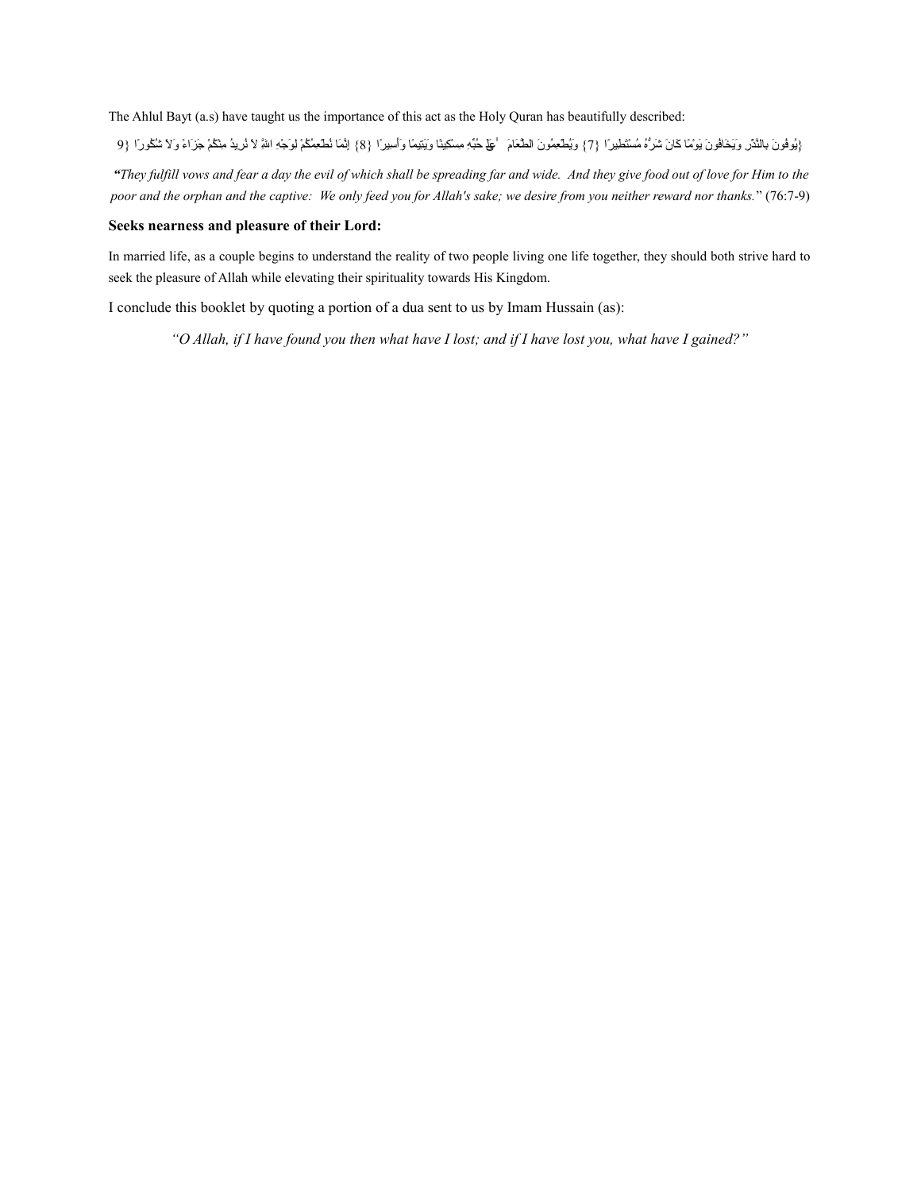The Ahlul Bayt (a.s) have taught us the importance of this act as the Holy Quran has beautifully described:

{يُوفُونَ بِالنَّذْرِ وَيَخَافُونَ يَوْمًا كَانَ شَرُّهُ مُسْتَطِيرًا {7} وَيُطْعِمُونَ الطَّعَامَ عَلَىٰ حُبِّهِ مِسْكِينًا وَيَتِيمًا وَأَسِيرًا {8} إِنَّمَا نُطْعِمُكُمْ لِوَجْهِ اللَّهِ لَا نُرِيدُ مِنْكُمْ جَزَاءً وَلَا شُكُورًا {9}

*"They fulfill vows and fear a day the evil of which shall be spreading far and wide. And they give food out of love for Him to the poor and the orphan and the captive: We only feed you for Allah's sake; we desire from you neither reward nor thanks."* (76:7-9)

**Seeks nearness and pleasure of their Lord:**

In married life, as a couple begins to understand the reality of two people living one life together, they should both strive hard to seek the pleasure of Allah while elevating their spirituality towards His Kingdom.

I conclude this booklet by quoting a portion of a dua sent to us by Imam Hussain (as):

*"O Allah, if I have found you then what have I lost; and if I have lost you, what have I gained?"*